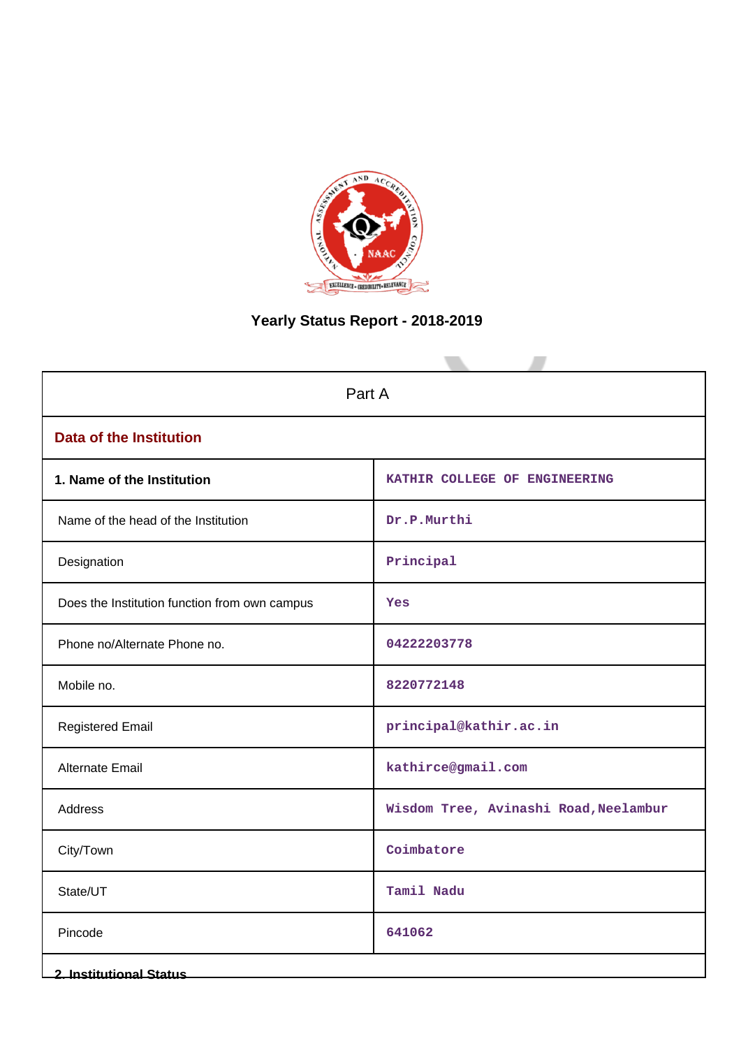# Yearly Status Report - 2018-2019

| Part A | |
|---|---|
| **Data of the Institution** | |
| **1. Name of the Institution** | KATHIR COLLEGE OF ENGINEERING |
| Name of the head of the Institution | Dr.P.Murthi |
| Designation | Principal |
| Does the Institution function from own campus | Yes |
| Phone no/Alternate Phone no. | 04222203778 |
| Mobile no. | 8220772148 |
| Registered Email | principal@kathir.ac.in |
| Alternate Email | kathirce@gmail.com |
| Address | Wisdom Tree, Avinashi Road,Neelambur |
| City/Town | Coimbatore |
| State/UT | Tamil Nadu |
| Pincode | 641062 |

**2. Institutional Status**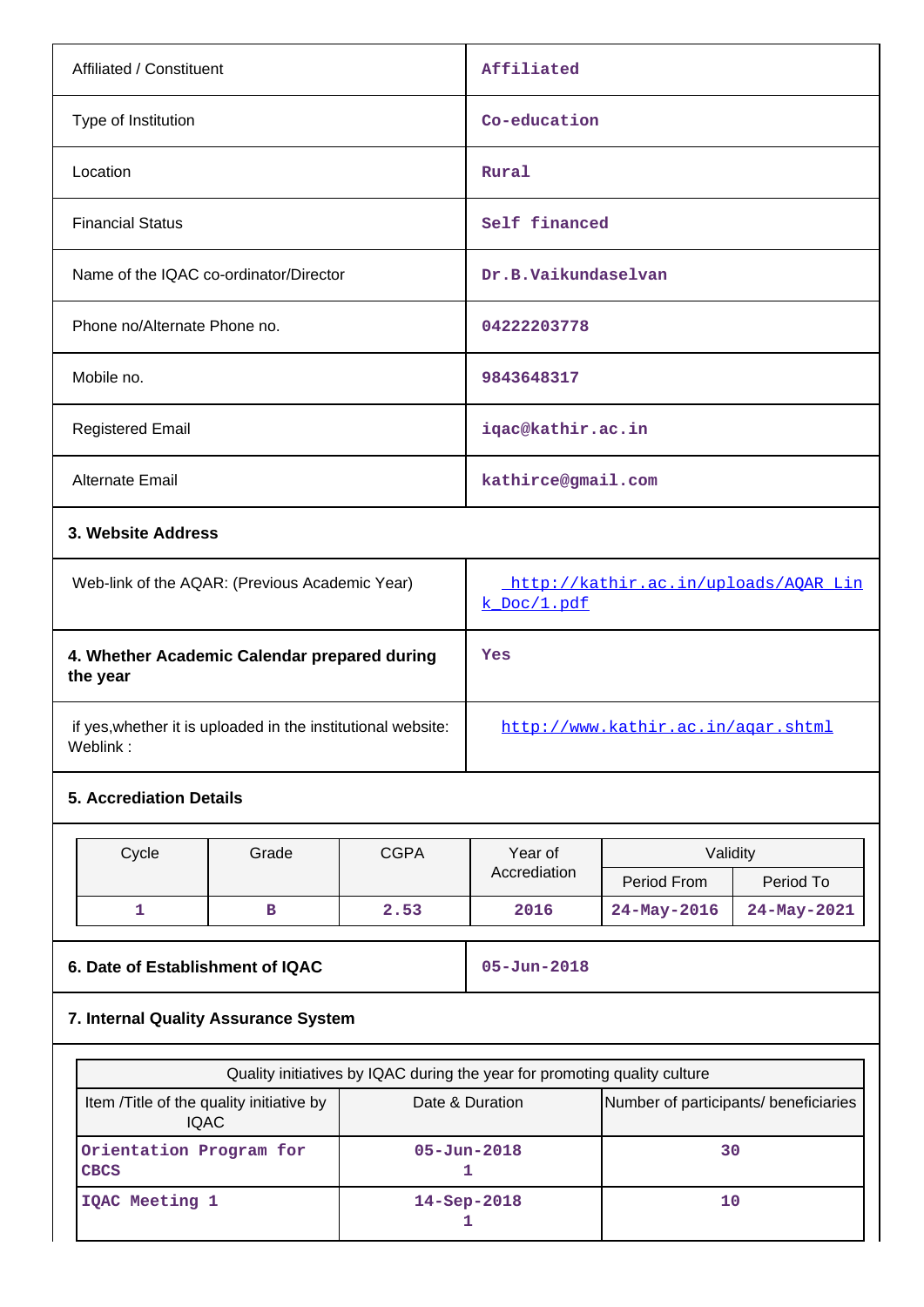| | |
|---|---|
| Affiliated / Constituent | Affiliated |
| Type of Institution | Co-education |
| Location | Rural |
| Financial Status | Self financed |
| Name of the IQAC co-ordinator/Director | Dr.B.Vaikundaselvan |
| Phone no/Alternate Phone no. | 04222203778 |
| Mobile no. | 9843648317 |
| Registered Email | iqac@kathir.ac.in |
| Alternate Email | kathirce@gmail.com |

### 3. Website Address

| | |
|---|---|
| Web-link of the AQAR: (Previous Academic Year) | http://kathir.ac.in/uploads/AQAR_Link_Doc/1.pdf |

| | |
|---|---|
| **4. Whether Academic Calendar prepared during the year** | Yes |
| if yes,whether it is uploaded in the institutional website: Weblink : | http://www.kathir.ac.in/aqar.shtml |

### 5. Accrediation Details

| Cycle | Grade | CGPA | Year of Accrediation | Validity | |
|---|---|---|---|---|---|
| | | | | Period From | Period To |
| 1 | B | 2.53 | 2016 | 24-May-2016 | 24-May-2021 |

| | |
|---|---|
| **6. Date of Establishment of IQAC** | 05-Jun-2018 |

### 7. Internal Quality Assurance System

| Quality initiatives by IQAC during the year for promoting quality culture | | |
|---|---|---|
| Item /Title of the quality initiative by IQAC | Date & Duration | Number of participants/ beneficiaries |
| Orientation Program for CBCS | 05-Jun-2018 1 | 30 |
| IQAC Meeting 1 | 14-Sep-2018 1 | 10 |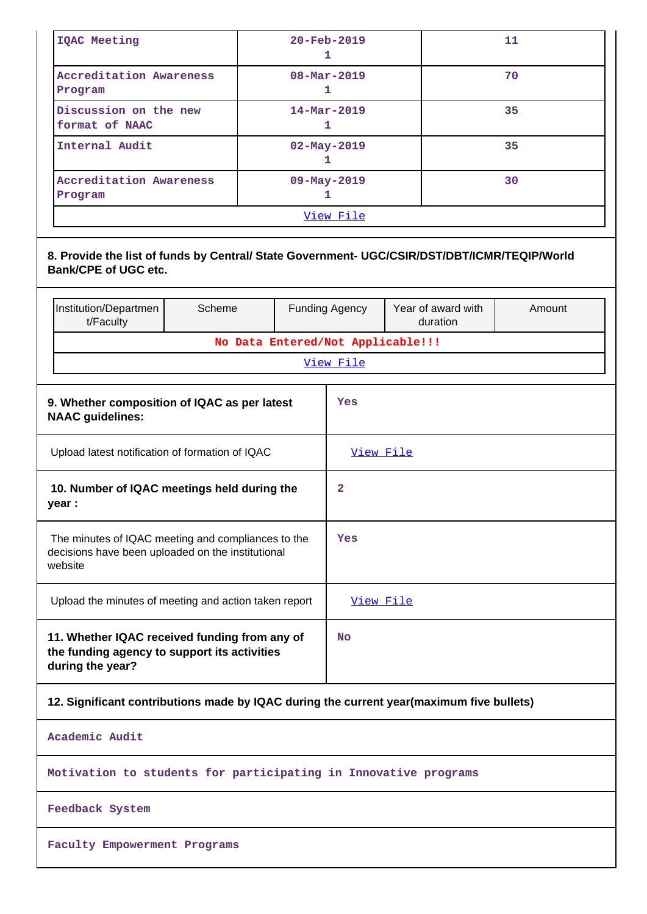| IQAC Meeting | 20-Feb-2019<br>1 | 11 |
|---|---|---|
| Accreditation Awareness Program | 08-Mar-2019<br>1 | 70 |
| Discussion on the new format of NAAC | 14-Mar-2019<br>1 | 35 |
| Internal Audit | 02-May-2019<br>1 | 35 |
| Accreditation Awareness Program | 09-May-2019<br>1 | 30 |
| View File | | |

**8. Provide the list of funds by Central/ State Government- UGC/CSIR/DST/DBT/ICMR/TEQIP/World Bank/CPE of UGC etc.**

| Institution/Department/Faculty | Scheme | Funding Agency | Year of award with duration | Amount |
|---|---|---|---|---|
| No Data Entered/Not Applicable!!! | | | | |
| View File | | | | |

| | |
|---|---|
| **9. Whether composition of IQAC as per latest NAAC guidelines:** | Yes |
| Upload latest notification of formation of IQAC | View File |
| **10. Number of IQAC meetings held during the year :** | 2 |
| The minutes of IQAC meeting and compliances to the decisions have been uploaded on the institutional website | Yes |
| Upload the minutes of meeting and action taken report | View File |
| **11. Whether IQAC received funding from any of the funding agency to support its activities during the year?** | No |

**12. Significant contributions made by IQAC during the current year(maximum five bullets)**

Academic Audit

Motivation to students for participating in Innovative programs

Feedback System

Faculty Empowerment Programs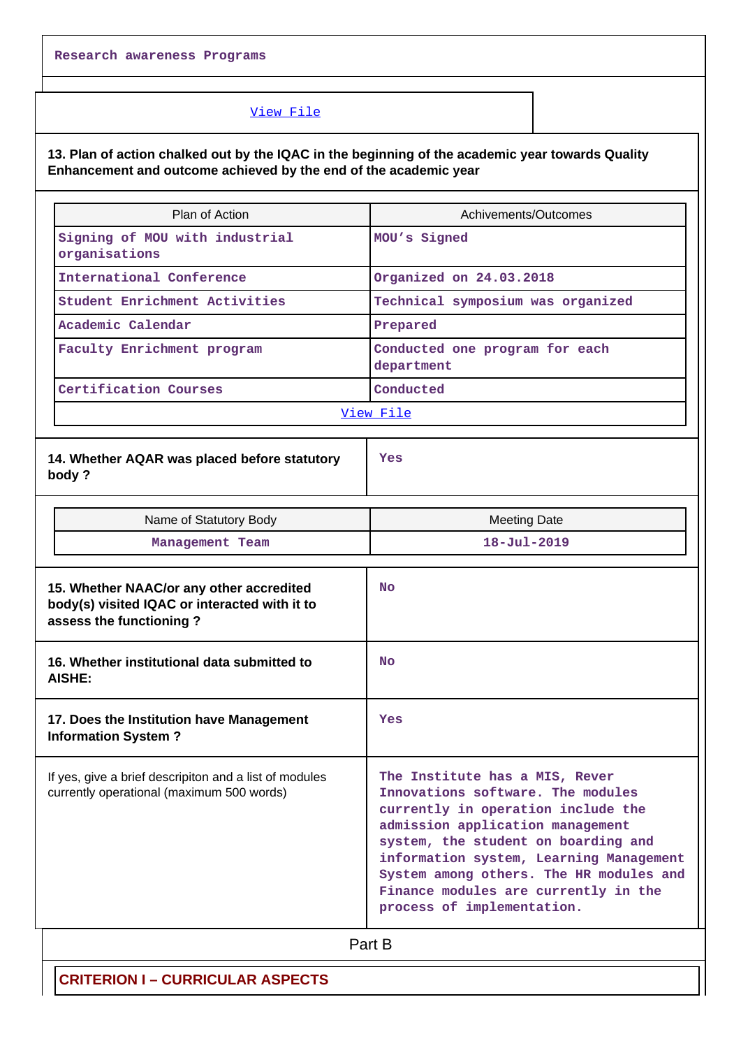Research awareness Programs

[View File](#)

**13. Plan of action chalked out by the IQAC in the beginning of the academic year towards Quality Enhancement and outcome achieved by the end of the academic year**

| Plan of Action | Achivements/Outcomes |
|---|---|
| Signing of MOU with industrial organisations | MOU's Signed |
| International Conference | Organized on 24.03.2018 |
| Student Enrichment Activities | Technical symposium was organized |
| Academic Calendar | Prepared |
| Faculty Enrichment program | Conducted one program for each department |
| Certification Courses | Conducted |

[View File](#)

| | |
|---|---|
| **14. Whether AQAR was placed before statutory body ?** | Yes |

| Name of Statutory Body | Meeting Date |
|---|---|
| Management Team | 18-Jul-2019 |

| | |
|---|---|
| **15. Whether NAAC/or any other accredited body(s) visited IQAC or interacted with it to assess the functioning ?** | No |
| **16. Whether institutional data submitted to AISHE:** | No |
| **17. Does the Institution have Management Information System ?** | Yes |
| If yes, give a brief descripiton and a list of modules currently operational (maximum 500 words) | The Institute has a MIS, Rever Innovations software. The modules currently in operation include the admission application management system, the student on boarding and information system, Learning Management System among others. The HR modules and Finance modules are currently in the process of implementation. |

## Part B

### CRITERION I – CURRICULAR ASPECTS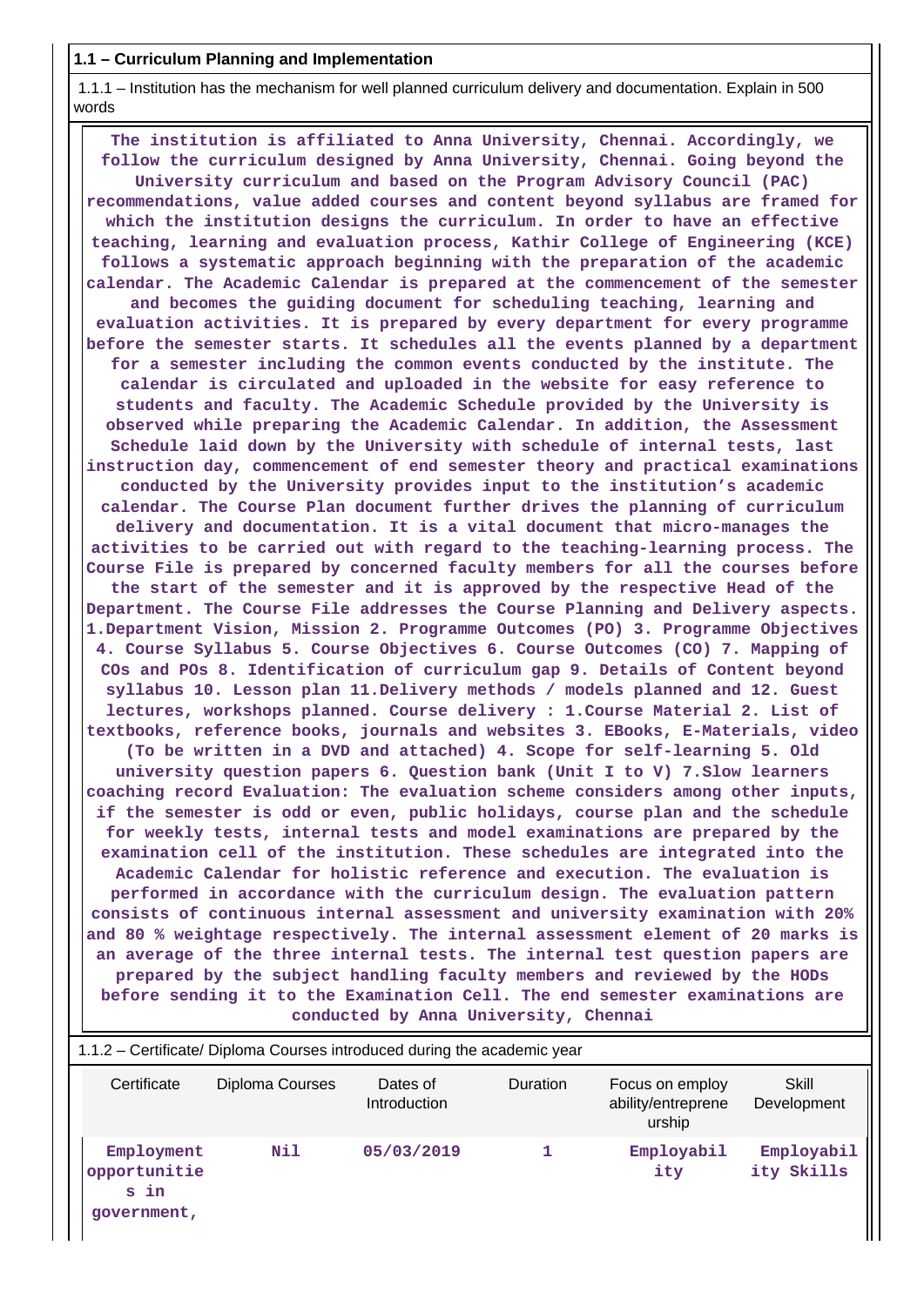## 1.1 – Curriculum Planning and Implementation

1.1.1 – Institution has the mechanism for well planned curriculum delivery and documentation. Explain in 500 words

**The institution is affiliated to Anna University, Chennai. Accordingly, we follow the curriculum designed by Anna University, Chennai. Going beyond the University curriculum and based on the Program Advisory Council (PAC) recommendations, value added courses and content beyond syllabus are framed for which the institution designs the curriculum. In order to have an effective teaching, learning and evaluation process, Kathir College of Engineering (KCE) follows a systematic approach beginning with the preparation of the academic calendar. The Academic Calendar is prepared at the commencement of the semester and becomes the guiding document for scheduling teaching, learning and evaluation activities. It is prepared by every department for every programme before the semester starts. It schedules all the events planned by a department for a semester including the common events conducted by the institute. The calendar is circulated and uploaded in the website for easy reference to students and faculty. The Academic Schedule provided by the University is observed while preparing the Academic Calendar. In addition, the Assessment Schedule laid down by the University with schedule of internal tests, last instruction day, commencement of end semester theory and practical examinations conducted by the University provides input to the institution's academic calendar. The Course Plan document further drives the planning of curriculum delivery and documentation. It is a vital document that micro-manages the activities to be carried out with regard to the teaching-learning process. The Course File is prepared by concerned faculty members for all the courses before the start of the semester and it is approved by the respective Head of the Department. The Course File addresses the Course Planning and Delivery aspects. 1.Department Vision, Mission 2. Programme Outcomes (PO) 3. Programme Objectives 4. Course Syllabus 5. Course Objectives 6. Course Outcomes (CO) 7. Mapping of COs and POs 8. Identification of curriculum gap 9. Details of Content beyond syllabus 10. Lesson plan 11.Delivery methods / models planned and 12. Guest lectures, workshops planned. Course delivery : 1.Course Material 2. List of textbooks, reference books, journals and websites 3. EBooks, E-Materials, video (To be written in a DVD and attached) 4. Scope for self-learning 5. Old university question papers 6. Question bank (Unit I to V) 7.Slow learners coaching record Evaluation: The evaluation scheme considers among other inputs, if the semester is odd or even, public holidays, course plan and the schedule for weekly tests, internal tests and model examinations are prepared by the examination cell of the institution. These schedules are integrated into the Academic Calendar for holistic reference and execution. The evaluation is performed in accordance with the curriculum design. The evaluation pattern consists of continuous internal assessment and university examination with 20% and 80 % weightage respectively. The internal assessment element of 20 marks is an average of the three internal tests. The internal test question papers are prepared by the subject handling faculty members and reviewed by the HODs before sending it to the Examination Cell. The end semester examinations are conducted by Anna University, Chennai**

1.1.2 – Certificate/ Diploma Courses introduced during the academic year

| Certificate | Diploma Courses | Dates of Introduction | Duration | Focus on employ ability/entreprene urship | Skill Development |
|---|---|---|---|---|---|
| **Employment opportunities in government,** | **Nil** | **05/03/2019** | **1** | **Employability** | **Employability Skills** |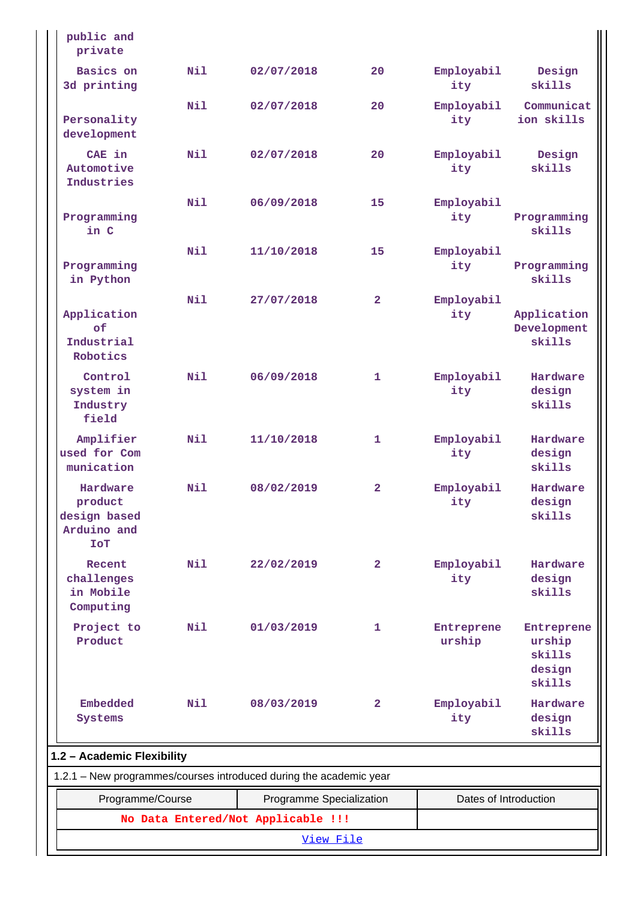| | | | | | |
|---|---|---|---|---|---|
| public and private | | | | | |
| Basics on 3d printing | Nil | 02/07/2018 | 20 | Employability | Design skills |
| Personality development | Nil | 02/07/2018 | 20 | Employability | Communication skills |
| CAE in Automotive Industries | Nil | 02/07/2018 | 20 | Employability | Design skills |
| Programming in C | Nil | 06/09/2018 | 15 | Employability | Programming skills |
| Programming in Python | Nil | 11/10/2018 | 15 | Employability | Programming skills |
| Application of Industrial Robotics | Nil | 27/07/2018 | 2 | Employability | Application Development skills |
| Control system in Industry field | Nil | 06/09/2018 | 1 | Employability | Hardware design skills |
| Amplifier used for Communication | Nil | 11/10/2018 | 1 | Employability | Hardware design skills |
| Hardware product design based Arduino and IoT | Nil | 08/02/2019 | 2 | Employability | Hardware design skills |
| Recent challenges in Mobile Computing | Nil | 22/02/2019 | 2 | Employability | Hardware design skills |
| Project to Product | Nil | 01/03/2019 | 1 | Entrepreneurship | Entrepreneurship skills design skills |
| Embedded Systems | Nil | 08/03/2019 | 2 | Employability | Hardware design skills |

**1.2 – Academic Flexibility**

1.2.1 – New programmes/courses introduced during the academic year

| Programme/Course | Programme Specialization | Dates of Introduction |
|---|---|---|
| No Data Entered/Not Applicable !!! | | |

View File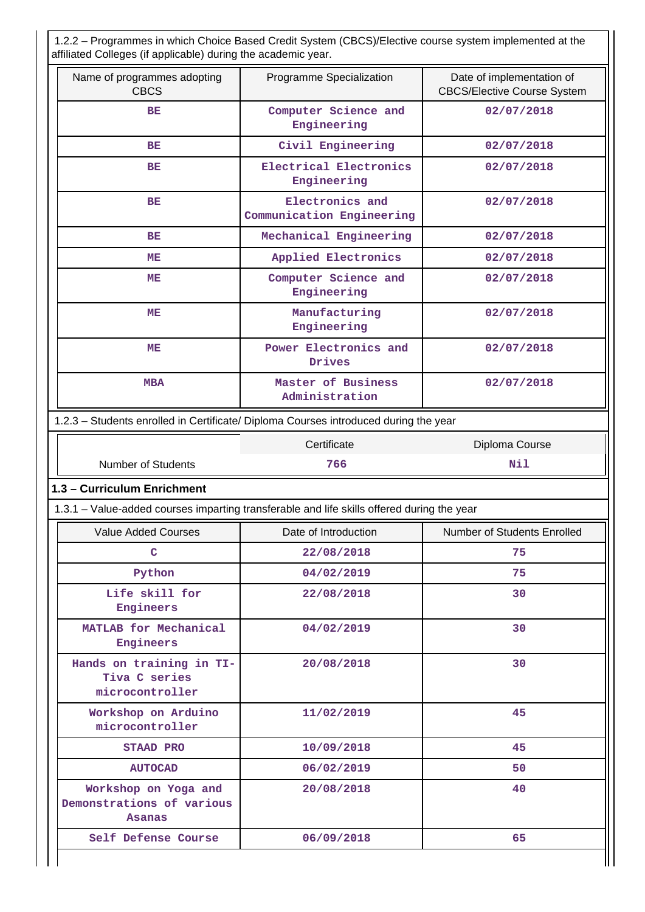1.2.2 – Programmes in which Choice Based Credit System (CBCS)/Elective course system implemented at the affiliated Colleges (if applicable) during the academic year.

| Name of programmes adopting CBCS | Programme Specialization | Date of implementation of CBCS/Elective Course System |
|---|---|---|
| BE | Computer Science and Engineering | 02/07/2018 |
| BE | Civil Engineering | 02/07/2018 |
| BE | Electrical Electronics Engineering | 02/07/2018 |
| BE | Electronics and Communication Engineering | 02/07/2018 |
| BE | Mechanical Engineering | 02/07/2018 |
| ME | Applied Electronics | 02/07/2018 |
| ME | Computer Science and Engineering | 02/07/2018 |
| ME | Manufacturing Engineering | 02/07/2018 |
| ME | Power Electronics and Drives | 02/07/2018 |
| MBA | Master of Business Administration | 02/07/2018 |

1.2.3 – Students enrolled in Certificate/ Diploma Courses introduced during the year

| | Certificate | Diploma Course |
|---|---|---|
| Number of Students | 766 | Nil |

**1.3 – Curriculum Enrichment**

1.3.1 – Value-added courses imparting transferable and life skills offered during the year

| Value Added Courses | Date of Introduction | Number of Students Enrolled |
|---|---|---|
| C | 22/08/2018 | 75 |
| Python | 04/02/2019 | 75 |
| Life skill for Engineers | 22/08/2018 | 30 |
| MATLAB for Mechanical Engineers | 04/02/2019 | 30 |
| Hands on training in TI-Tiva C series microcontroller | 20/08/2018 | 30 |
| Workshop on Arduino microcontroller | 11/02/2019 | 45 |
| STAAD PRO | 10/09/2018 | 45 |
| AUTOCAD | 06/02/2019 | 50 |
| Workshop on Yoga and Demonstrations of various Asanas | 20/08/2018 | 40 |
| Self Defense Course | 06/09/2018 | 65 |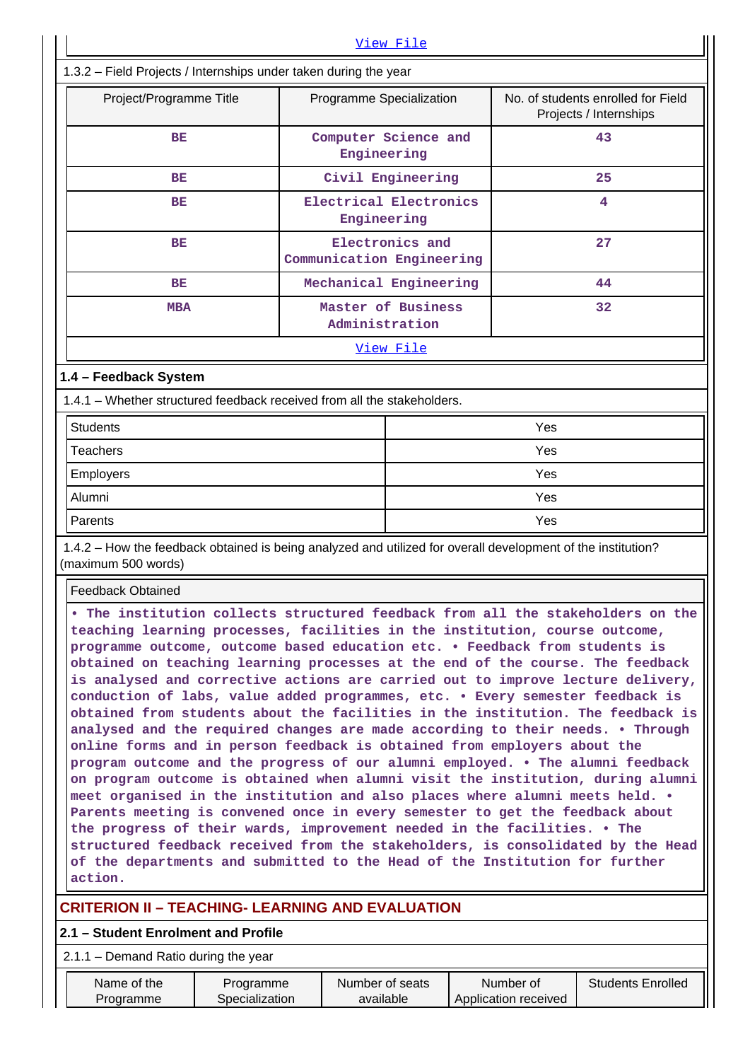View File

1.3.2 – Field Projects / Internships under taken during the year

| Project/Programme Title | Programme Specialization | No. of students enrolled for Field Projects / Internships |
|---|---|---|
| BE | Computer Science and Engineering | 43 |
| BE | Civil Engineering | 25 |
| BE | Electrical Electronics Engineering | 4 |
| BE | Electronics and Communication Engineering | 27 |
| BE | Mechanical Engineering | 44 |
| MBA | Master of Business Administration | 32 |

View File

### 1.4 – Feedback System

1.4.1 – Whether structured feedback received from all the stakeholders.

| | |
|---|---|
| Students | Yes |
| Teachers | Yes |
| Employers | Yes |
| Alumni | Yes |
| Parents | Yes |

1.4.2 – How the feedback obtained is being analyzed and utilized for overall development of the institution? (maximum 500 words)

Feedback Obtained

• The institution collects structured feedback from all the stakeholders on the teaching learning processes, facilities in the institution, course outcome, programme outcome, outcome based education etc. • Feedback from students is obtained on teaching learning processes at the end of the course. The feedback is analysed and corrective actions are carried out to improve lecture delivery, conduction of labs, value added programmes, etc. • Every semester feedback is obtained from students about the facilities in the institution. The feedback is analysed and the required changes are made according to their needs. • Through online forms and in person feedback is obtained from employers about the program outcome and the progress of our alumni employed. • The alumni feedback on program outcome is obtained when alumni visit the institution, during alumni meet organised in the institution and also places where alumni meets held. • Parents meeting is convened once in every semester to get the feedback about the progress of their wards, improvement needed in the facilities. • The structured feedback received from the stakeholders, is consolidated by the Head of the departments and submitted to the Head of the Institution for further action.

## CRITERION II – TEACHING- LEARNING AND EVALUATION

### 2.1 – Student Enrolment and Profile

2.1.1 – Demand Ratio during the year

| Name of the Programme | Programme Specialization | Number of seats available | Number of Application received | Students Enrolled |
|---|---|---|---|---|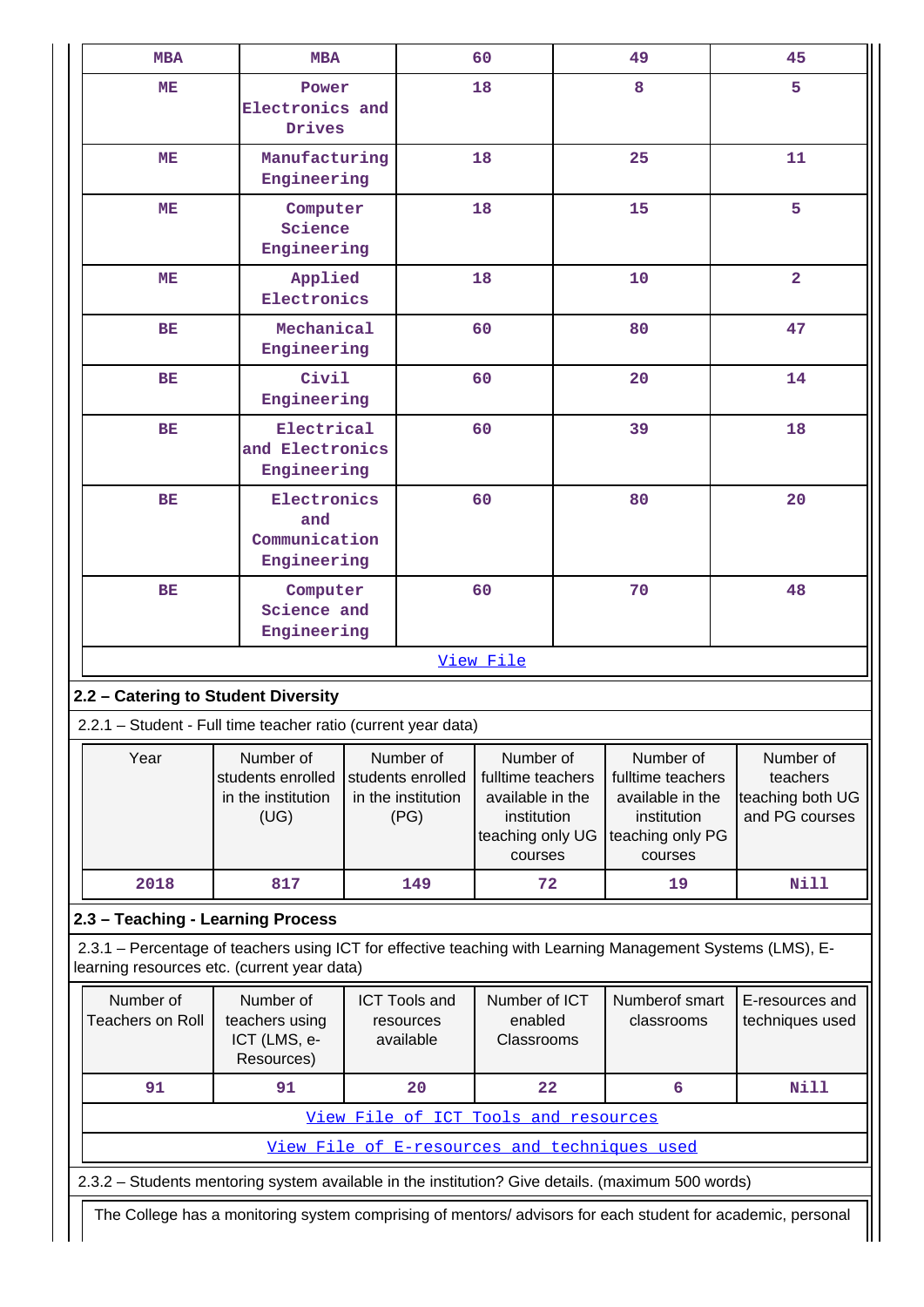| MBA | MBA | 60 | 49 | 45 |
|---|---|---|---|---|
| ME | Power Electronics and Drives | 18 | 8 | 5 |
| ME | Manufacturing Engineering | 18 | 25 | 11 |
| ME | Computer Science Engineering | 18 | 15 | 5 |
| ME | Applied Electronics | 18 | 10 | 2 |
| BE | Mechanical Engineering | 60 | 80 | 47 |
| BE | Civil Engineering | 60 | 20 | 14 |
| BE | Electrical and Electronics Engineering | 60 | 39 | 18 |
| BE | Electronics and Communication Engineering | 60 | 80 | 20 |
| BE | Computer Science and Engineering | 60 | 70 | 48 |
| | | View File | | |

## 2.2 – Catering to Student Diversity

2.2.1 – Student - Full time teacher ratio (current year data)

| Year | Number of students enrolled in the institution (UG) | Number of students enrolled in the institution (PG) | Number of fulltime teachers available in the institution teaching only UG courses | Number of fulltime teachers available in the institution teaching only PG courses | Number of teachers teaching both UG and PG courses |
|---|---|---|---|---|---|
| 2018 | 817 | 149 | 72 | 19 | Nill |

## 2.3 – Teaching - Learning Process

2.3.1 – Percentage of teachers using ICT for effective teaching with Learning Management Systems (LMS), E-learning resources etc. (current year data)

| Number of Teachers on Roll | Number of teachers using ICT (LMS, e-Resources) | ICT Tools and resources available | Number of ICT enabled Classrooms | Numberof smart classrooms | E-resources and techniques used |
|---|---|---|---|---|---|
| 91 | 91 | 20 | 22 | 6 | Nill |
| | | View File of ICT Tools and resources | | | |
| | | View File of E-resources and techniques used | | | |

2.3.2 – Students mentoring system available in the institution? Give details. (maximum 500 words)

The College has a monitoring system comprising of mentors/ advisors for each student for academic, personal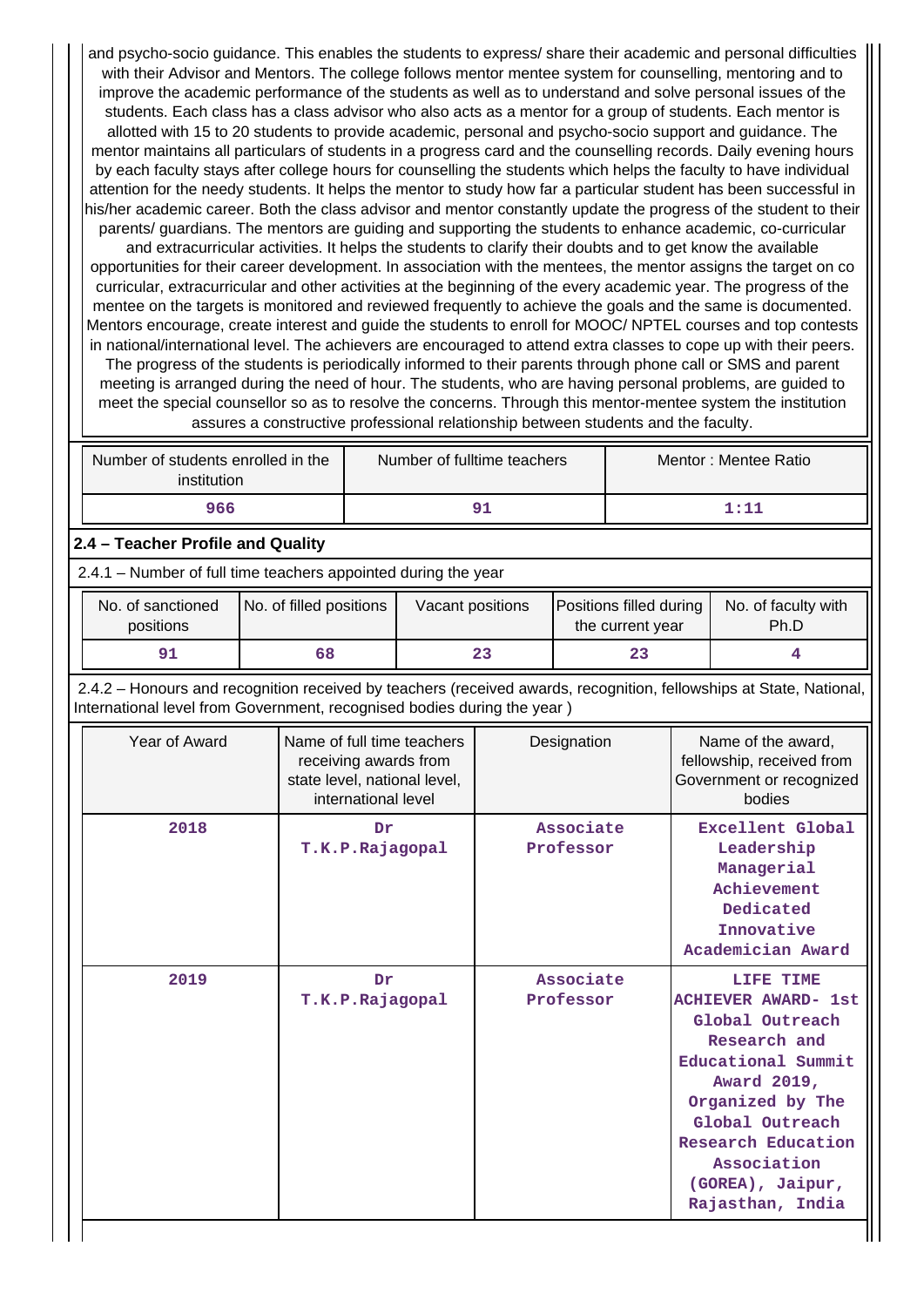and psycho-socio guidance. This enables the students to express/ share their academic and personal difficulties with their Advisor and Mentors. The college follows mentor mentee system for counselling, mentoring and to improve the academic performance of the students as well as to understand and solve personal issues of the students. Each class has a class advisor who also acts as a mentor for a group of students. Each mentor is allotted with 15 to 20 students to provide academic, personal and psycho-socio support and guidance. The mentor maintains all particulars of students in a progress card and the counselling records. Daily evening hours by each faculty stays after college hours for counselling the students which helps the faculty to have individual attention for the needy students. It helps the mentor to study how far a particular student has been successful in his/her academic career. Both the class advisor and mentor constantly update the progress of the student to their parents/ guardians. The mentors are guiding and supporting the students to enhance academic, co-curricular and extracurricular activities. It helps the students to clarify their doubts and to get know the available opportunities for their career development. In association with the mentees, the mentor assigns the target on co curricular, extracurricular and other activities at the beginning of the every academic year. The progress of the mentee on the targets is monitored and reviewed frequently to achieve the goals and the same is documented. Mentors encourage, create interest and guide the students to enroll for MOOC/ NPTEL courses and top contests in national/international level. The achievers are encouraged to attend extra classes to cope up with their peers. The progress of the students is periodically informed to their parents through phone call or SMS and parent meeting is arranged during the need of hour. The students, who are having personal problems, are guided to meet the special counsellor so as to resolve the concerns. Through this mentor-mentee system the institution assures a constructive professional relationship between students and the faculty.

| Number of students enrolled in the institution | Number of fulltime teachers | Mentor : Mentee Ratio |
|---|---|---|
| 966 | 91 | 1:11 |

## 2.4 – Teacher Profile and Quality

2.4.1 – Number of full time teachers appointed during the year

| No. of sanctioned positions | No. of filled positions | Vacant positions | Positions filled during the current year | No. of faculty with Ph.D |
|---|---|---|---|---|
| 91 | 68 | 23 | 23 | 4 |

2.4.2 – Honours and recognition received by teachers (received awards, recognition, fellowships at State, National, International level from Government, recognised bodies during the year )

| Year of Award | Name of full time teachers receiving awards from state level, national level, international level | Designation | Name of the award, fellowship, received from Government or recognized bodies |
|---|---|---|---|
| 2018 | Dr T.K.P.Rajagopal | Associate Professor | Excellent Global Leadership Managerial Achievement Dedicated Innovative Academician Award |
| 2019 | Dr T.K.P.Rajagopal | Associate Professor | LIFE TIME ACHIEVER AWARD- 1st Global Outreach Research and Educational Summit Award 2019, Organized by The Global Outreach Research Education Association (GOREA), Jaipur, Rajasthan, India |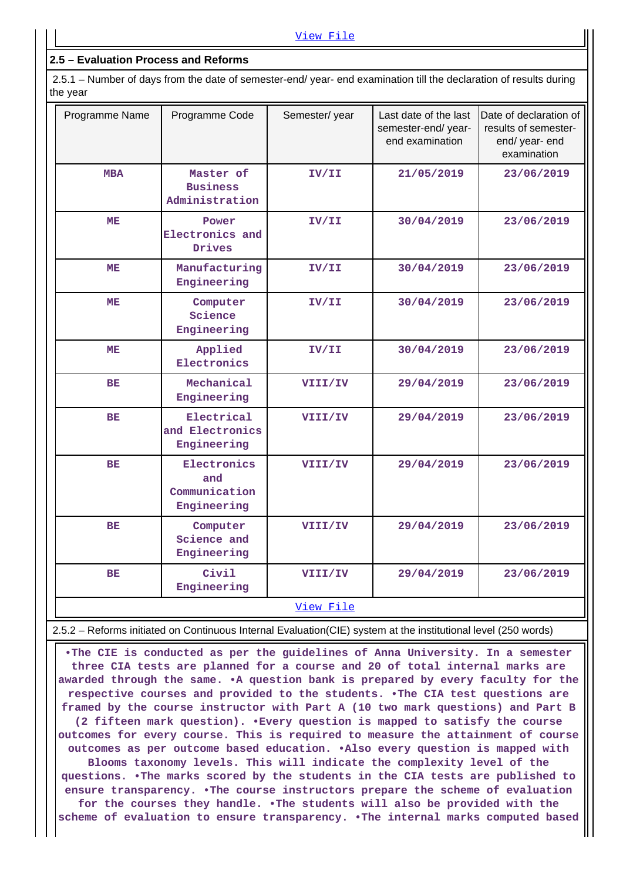[View File](#)

## 2.5 – Evaluation Process and Reforms

2.5.1 – Number of days from the date of semester-end/ year- end examination till the declaration of results during the year

| Programme Name | Programme Code | Semester/ year | Last date of the last semester-end/ year- end examination | Date of declaration of results of semester- end/ year- end examination |
|---|---|---|---|---|
| MBA | Master of Business Administration | IV/II | 21/05/2019 | 23/06/2019 |
| ME | Power Electronics and Drives | IV/II | 30/04/2019 | 23/06/2019 |
| ME | Manufacturing Engineering | IV/II | 30/04/2019 | 23/06/2019 |
| ME | Computer Science Engineering | IV/II | 30/04/2019 | 23/06/2019 |
| ME | Applied Electronics | IV/II | 30/04/2019 | 23/06/2019 |
| BE | Mechanical Engineering | VIII/IV | 29/04/2019 | 23/06/2019 |
| BE | Electrical and Electronics Engineering | VIII/IV | 29/04/2019 | 23/06/2019 |
| BE | Electronics and Communication Engineering | VIII/IV | 29/04/2019 | 23/06/2019 |
| BE | Computer Science and Engineering | VIII/IV | 29/04/2019 | 23/06/2019 |
| BE | Civil Engineering | VIII/IV | 29/04/2019 | 23/06/2019 |

[View File](#)

2.5.2 – Reforms initiated on Continuous Internal Evaluation(CIE) system at the institutional level (250 words)

•The CIE is conducted as per the guidelines of Anna University. In a semester three CIA tests are planned for a course and 20 of total internal marks are awarded through the same. •A question bank is prepared by every faculty for the respective courses and provided to the students. •The CIA test questions are framed by the course instructor with Part A (10 two mark questions) and Part B (2 fifteen mark question). •Every question is mapped to satisfy the course outcomes for every course. This is required to measure the attainment of course outcomes as per outcome based education. •Also every question is mapped with Blooms taxonomy levels. This will indicate the complexity level of the questions. •The marks scored by the students in the CIA tests are published to ensure transparency. •The course instructors prepare the scheme of evaluation for the courses they handle. •The students will also be provided with the scheme of evaluation to ensure transparency. •The internal marks computed based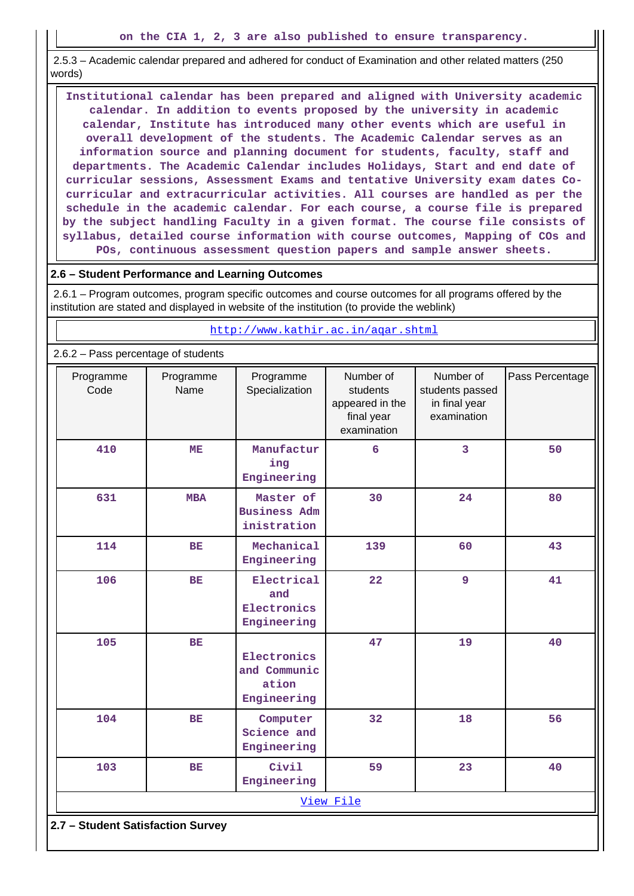on the CIA 1, 2, 3 are also published to ensure transparency.

2.5.3 – Academic calendar prepared and adhered for conduct of Examination and other related matters (250 words)

Institutional calendar has been prepared and aligned with University academic calendar. In addition to events proposed by the university in academic calendar, Institute has introduced many other events which are useful in overall development of the students. The Academic Calendar serves as an information source and planning document for students, faculty, staff and departments. The Academic Calendar includes Holidays, Start and end date of curricular sessions, Assessment Exams and tentative University exam dates Co-curricular and extracurricular activities. All courses are handled as per the schedule in the academic calendar. For each course, a course file is prepared by the subject handling Faculty in a given format. The course file consists of syllabus, detailed course information with course outcomes, Mapping of COs and POs, continuous assessment question papers and sample answer sheets.

### 2.6 – Student Performance and Learning Outcomes

2.6.1 – Program outcomes, program specific outcomes and course outcomes for all programs offered by the institution are stated and displayed in website of the institution (to provide the weblink)

http://www.kathir.ac.in/aqar.shtml

2.6.2 – Pass percentage of students

| Programme Code | Programme Name | Programme Specialization | Number of students appeared in the final year examination | Number of students passed in final year examination | Pass Percentage |
|---|---|---|---|---|---|
| 410 | ME | Manufacturing Engineering | 6 | 3 | 50 |
| 631 | MBA | Master of Business Administration | 30 | 24 | 80 |
| 114 | BE | Mechanical Engineering | 139 | 60 | 43 |
| 106 | BE | Electrical and Electronics Engineering | 22 | 9 | 41 |
| 105 | BE | Electronics and Communication Engineering | 47 | 19 | 40 |
| 104 | BE | Computer Science and Engineering | 32 | 18 | 56 |
| 103 | BE | Civil Engineering | 59 | 23 | 40 |

View File

### 2.7 – Student Satisfaction Survey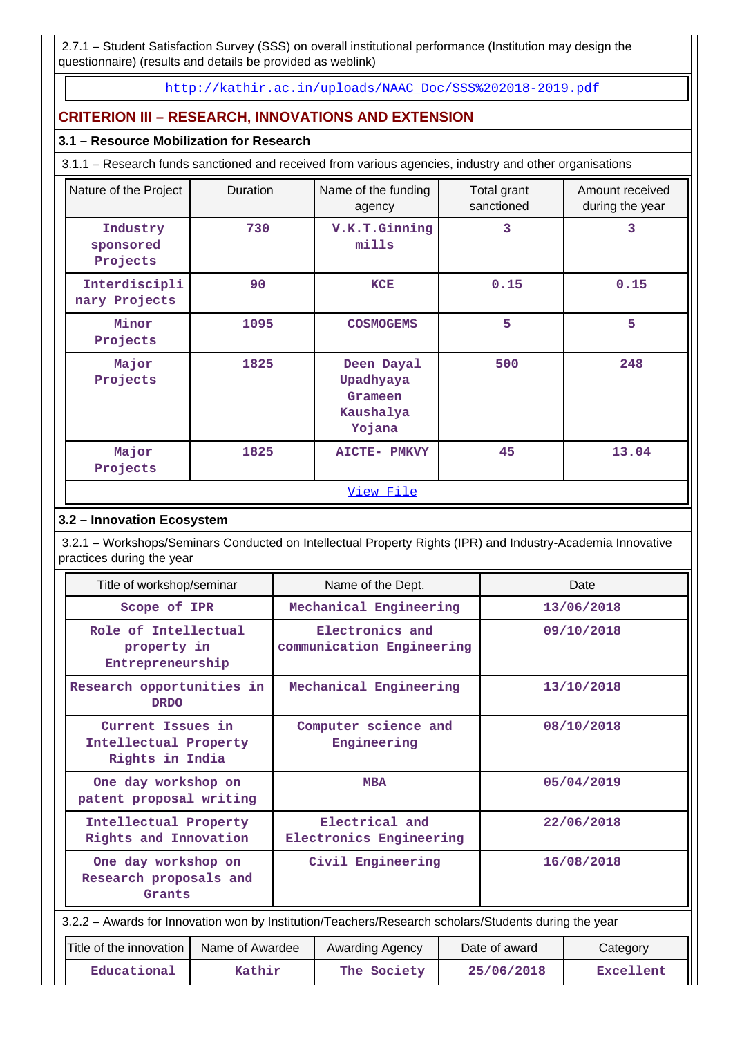2.7.1 – Student Satisfaction Survey (SSS) on overall institutional performance (Institution may design the questionnaire) (results and details be provided as weblink)

http://kathir.ac.in/uploads/NAAC_Doc/SSS%202018-2019.pdf

## CRITERION III – RESEARCH, INNOVATIONS AND EXTENSION

### 3.1 – Resource Mobilization for Research

3.1.1 – Research funds sanctioned and received from various agencies, industry and other organisations

| Nature of the Project | Duration | Name of the funding agency | Total grant sanctioned | Amount received during the year |
|---|---|---|---|---|
| Industry sponsored Projects | 730 | V.K.T.Ginning mills | 3 | 3 |
| Interdisciplinary Projects | 90 | KCE | 0.15 | 0.15 |
| Minor Projects | 1095 | COSMOGEMS | 5 | 5 |
| Major Projects | 1825 | Deen Dayal Upadhyaya Grameen Kaushalya Yojana | 500 | 248 |
| Major Projects | 1825 | AICTE- PMKVY | 45 | 13.04 |

View File

### 3.2 – Innovation Ecosystem

3.2.1 – Workshops/Seminars Conducted on Intellectual Property Rights (IPR) and Industry-Academia Innovative practices during the year

| Title of workshop/seminar | Name of the Dept. | Date |
|---|---|---|
| Scope of IPR | Mechanical Engineering | 13/06/2018 |
| Role of Intellectual property in Entrepreneurship | Electronics and communication Engineering | 09/10/2018 |
| Research opportunities in DRDO | Mechanical Engineering | 13/10/2018 |
| Current Issues in Intellectual Property Rights in India | Computer science and Engineering | 08/10/2018 |
| One day workshop on patent proposal writing | MBA | 05/04/2019 |
| Intellectual Property Rights and Innovation | Electrical and Electronics Engineering | 22/06/2018 |
| One day workshop on Research proposals and Grants | Civil Engineering | 16/08/2018 |

3.2.2 – Awards for Innovation won by Institution/Teachers/Research scholars/Students during the year

| Title of the innovation | Name of Awardee | Awarding Agency | Date of award | Category |
|---|---|---|---|---|
| Educational | Kathir | The Society | 25/06/2018 | Excellent |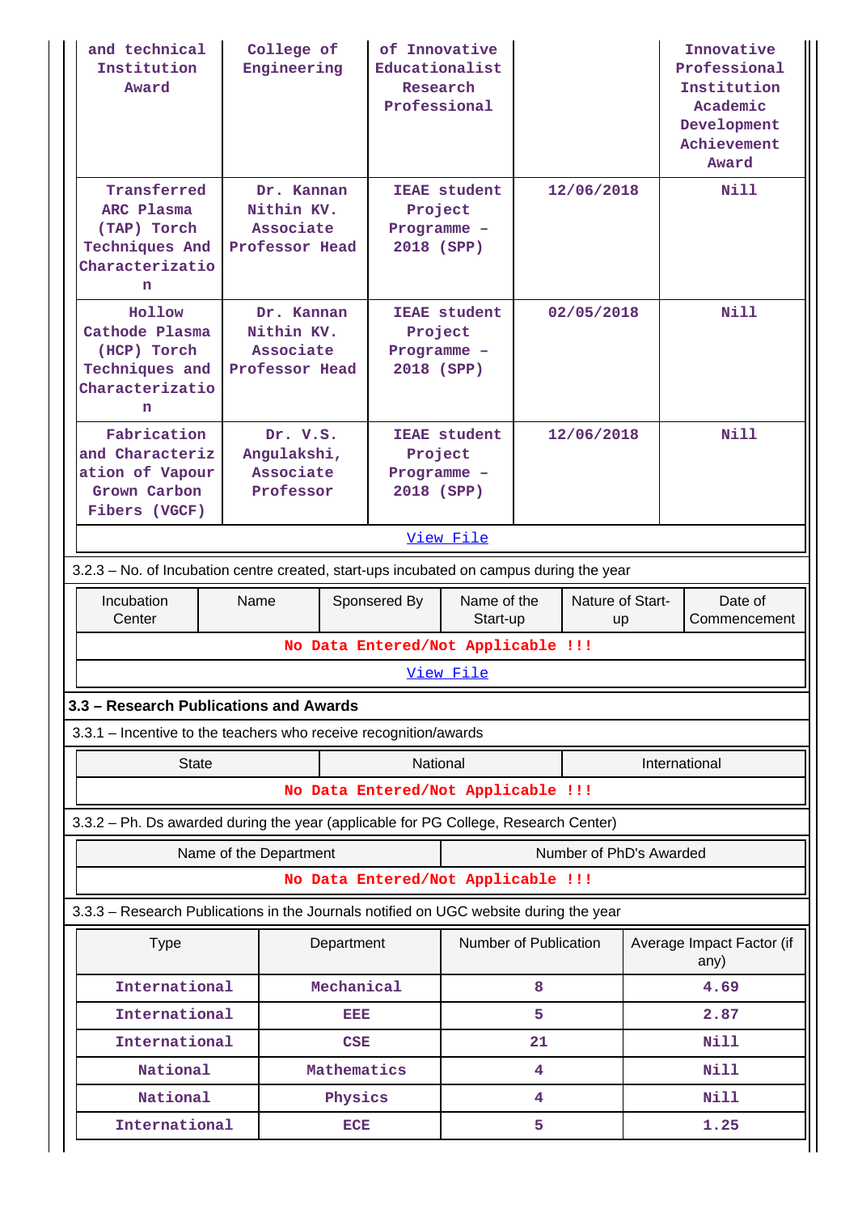| and technical Institution Award | College of Engineering | of Innovative Educationalist Research Professional | | Innovative Professional Institution Academic Development Achievement Award |
|---|---|---|---|---|
| Transferred ARC Plasma (TAP) Torch Techniques And Characterization | Dr. Kannan Nithin KV. Associate Professor Head | IEAE student Project Programme – 2018 (SPP) | 12/06/2018 | Nill |
| Hollow Cathode Plasma (HCP) Torch Techniques and Characterization | Dr. Kannan Nithin KV. Associate Professor Head | IEAE student Project Programme – 2018 (SPP) | 02/05/2018 | Nill |
| Fabrication and Characterization of Vapour Grown Carbon Fibers (VGCF) | Dr. V.S. Angulakshi, Associate Professor | IEAE student Project Programme – 2018 (SPP) | 12/06/2018 | Nill |
| View File | | | | |

3.2.3 – No. of Incubation centre created, start-ups incubated on campus during the year

| Incubation Center | Name | Sponsered By | Name of the Start-up | Nature of Start-up | Date of Commencement |
|---|---|---|---|---|---|
| No Data Entered/Not Applicable !!! | | | | | |
| View File | | | | | |

### 3.3 – Research Publications and Awards

3.3.1 – Incentive to the teachers who receive recognition/awards

| State | National | International |
|---|---|---|
| No Data Entered/Not Applicable !!! | | |

3.3.2 – Ph. Ds awarded during the year (applicable for PG College, Research Center)

| Name of the Department | Number of PhD's Awarded |
|---|---|
| No Data Entered/Not Applicable !!! | |

3.3.3 – Research Publications in the Journals notified on UGC website during the year

| Type | Department | Number of Publication | Average Impact Factor (if any) |
|---|---|---|---|
| International | Mechanical | 8 | 4.69 |
| International | EEE | 5 | 2.87 |
| International | CSE | 21 | Nill |
| National | Mathematics | 4 | Nill |
| National | Physics | 4 | Nill |
| International | ECE | 5 | 1.25 |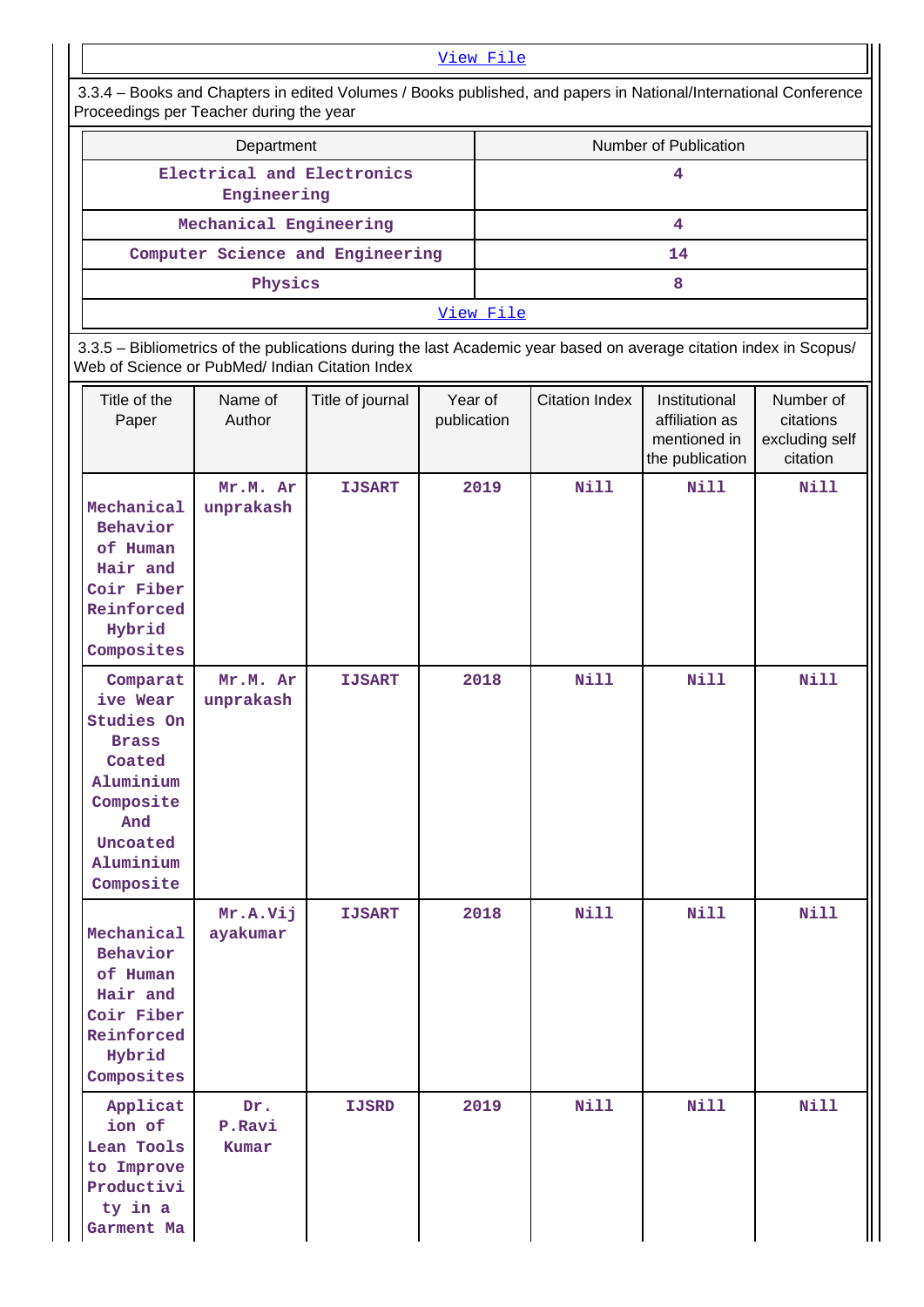View File

3.3.4 – Books and Chapters in edited Volumes / Books published, and papers in National/International Conference Proceedings per Teacher during the year

| Department | Number of Publication |
|---|---|
| Electrical and Electronics Engineering | 4 |
| Mechanical Engineering | 4 |
| Computer Science and Engineering | 14 |
| Physics | 8 |

View File

3.3.5 – Bibliometrics of the publications during the last Academic year based on average citation index in Scopus/ Web of Science or PubMed/ Indian Citation Index

| Title of the Paper | Name of Author | Title of journal | Year of publication | Citation Index | Institutional affiliation as mentioned in the publication | Number of citations excluding self citation |
|---|---|---|---|---|---|---|
| Mechanical Behavior of Human Hair and Coir Fiber Reinforced Hybrid Composites | Mr.M. Arunprakash | IJSART | 2019 | Nill | Nill | Nill |
| Comparative Wear Studies On Brass Coated Aluminium Composite And Uncoated Aluminium Composite | Mr.M. Arunprakash | IJSART | 2018 | Nill | Nill | Nill |
| Mechanical Behavior of Human Hair and Coir Fiber Reinforced Hybrid Composites | Mr.A.Vijayakumar | IJSART | 2018 | Nill | Nill | Nill |
| Application of Lean Tools to Improve Productivity in a Garment Ma | Dr. P.Ravi Kumar | IJSRD | 2019 | Nill | Nill | Nill |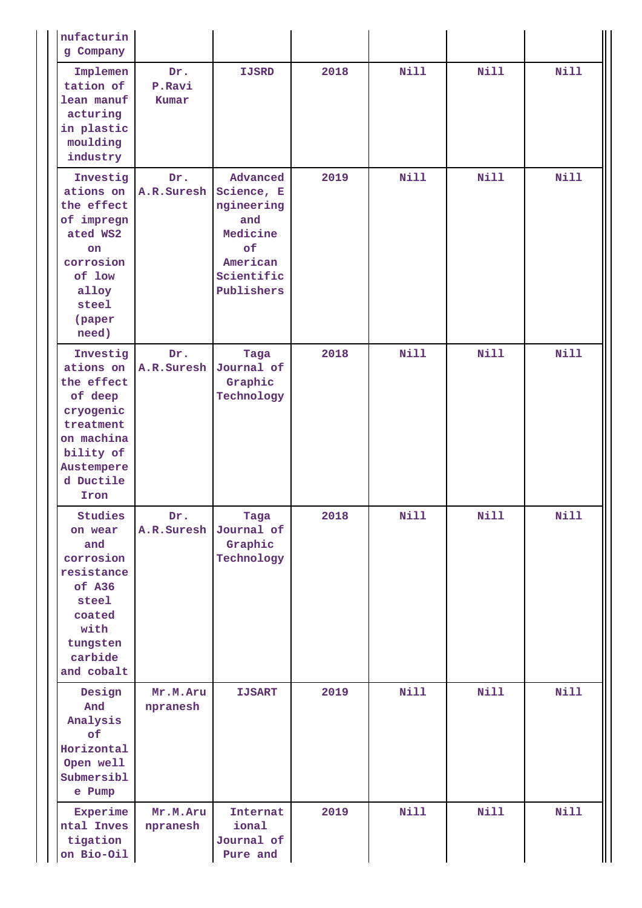| | | | | | | |
|---|---|---|---|---|---|---|
| nufacturing Company | | | | | | |
| Implementation of lean manufacturing in plastic moulding industry | Dr. P.Ravi Kumar | IJSRD | 2018 | Nill | Nill | Nill |
| Investigations on the effect of impregnated WS2 on corrosion of low alloy steel (paper need) | Dr. A.R.Suresh | Advanced Science, Engineering and Medicine of American Scientific Publishers | 2019 | Nill | Nill | Nill |
| Investigations on the effect of deep cryogenic treatment on machinability of Austempered Ductile Iron | Dr. A.R.Suresh | Taga Journal of Graphic Technology | 2018 | Nill | Nill | Nill |
| Studies on wear and corrosion resistance of A36 steel coated with tungsten carbide and cobalt | Dr. A.R.Suresh | Taga Journal of Graphic Technology | 2018 | Nill | Nill | Nill |
| Design And Analysis of Horizontal Open well Submersible Pump | Mr.M.Arunpranesh | IJSART | 2019 | Nill | Nill | Nill |
| Experimental Investigation on Bio-Oil | Mr.M.Arunpranesh | International Journal of Pure and | 2019 | Nill | Nill | Nill |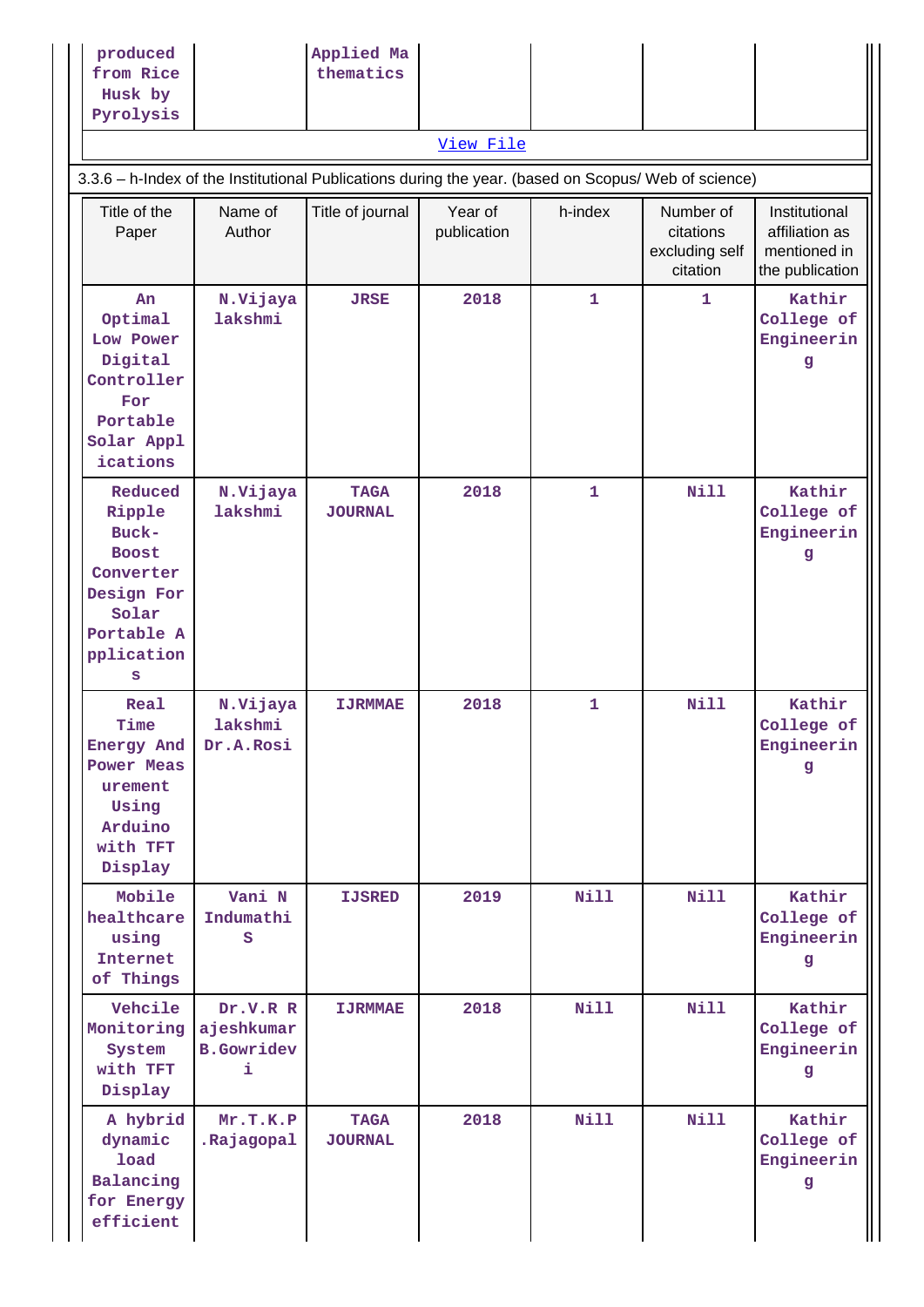| | | | | | | |
|---|---|---|---|---|---|---|
| produced from Rice Husk by Pyrolysis | | Applied Mathematics | | | | |

View File

3.3.6 – h-Index of the Institutional Publications during the year. (based on Scopus/ Web of science)

| Title of the Paper | Name of Author | Title of journal | Year of publication | h-index | Number of citations excluding self citation | Institutional affiliation as mentioned in the publication |
|---|---|---|---|---|---|---|
| An Optimal Low Power Digital Controller For Portable Solar Applications | N.Vijayalakshmi | JRSE | 2018 | 1 | 1 | Kathir College of Engineering |
| Reduced Ripple Buck-Boost Converter Design For Solar Portable Applications | N.Vijayalakshmi | TAGA JOURNAL | 2018 | 1 | Nill | Kathir College of Engineering |
| Real Time Energy And Power Measurement Using Arduino with TFT Display | N.Vijayalakshmi Dr.A.Rosi | IJRMMAE | 2018 | 1 | Nill | Kathir College of Engineering |
| Mobile healthcare using Internet of Things | Vani N Indumathi S | IJSRED | 2019 | Nill | Nill | Kathir College of Engineering |
| Vehcile Monitoring System with TFT Display | Dr.V.R Rajeshkumar B.Gowridevi | IJRMMAE | 2018 | Nill | Nill | Kathir College of Engineering |
| A hybrid dynamic load Balancing for Energy efficient | Mr.T.K.P.Rajagopal | TAGA JOURNAL | 2018 | Nill | Nill | Kathir College of Engineering |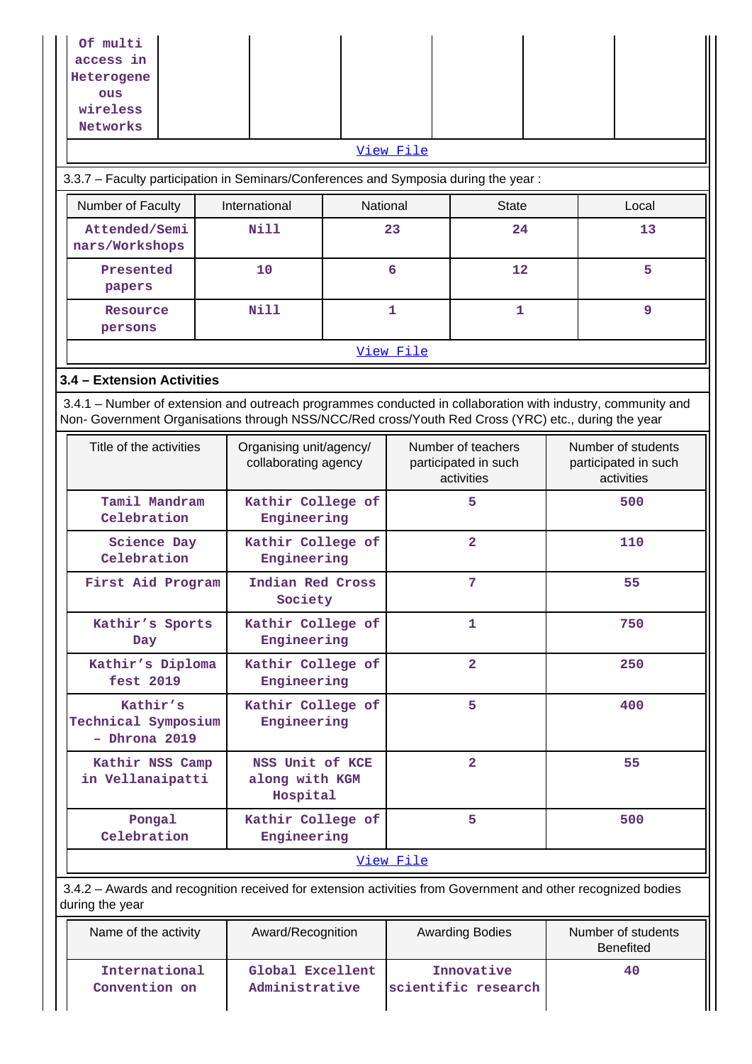| Of multi access in Heterogeneous wireless Networks | | | | | |
|---|---|---|---|---|---|

View File

3.3.7 – Faculty participation in Seminars/Conferences and Symposia during the year :

| Number of Faculty | International | National | State | Local |
|---|---|---|---|---|
| Attended/Seminars/Workshops | Nill | 23 | 24 | 13 |
| Presented papers | 10 | 6 | 12 | 5 |
| Resource persons | Nill | 1 | 1 | 9 |

View File

### 3.4 – Extension Activities

3.4.1 – Number of extension and outreach programmes conducted in collaboration with industry, community and Non- Government Organisations through NSS/NCC/Red cross/Youth Red Cross (YRC) etc., during the year

| Title of the activities | Organising unit/agency/ collaborating agency | Number of teachers participated in such activities | Number of students participated in such activities |
|---|---|---|---|
| Tamil Mandram Celebration | Kathir College of Engineering | 5 | 500 |
| Science Day Celebration | Kathir College of Engineering | 2 | 110 |
| First Aid Program | Indian Red Cross Society | 7 | 55 |
| Kathir's Sports Day | Kathir College of Engineering | 1 | 750 |
| Kathir's Diploma fest 2019 | Kathir College of Engineering | 2 | 250 |
| Kathir's Technical Symposium – Dhrona 2019 | Kathir College of Engineering | 5 | 400 |
| Kathir NSS Camp in Vellanaipatti | NSS Unit of KCE along with KGM Hospital | 2 | 55 |
| Pongal Celebration | Kathir College of Engineering | 5 | 500 |

View File

3.4.2 – Awards and recognition received for extension activities from Government and other recognized bodies during the year

| Name of the activity | Award/Recognition | Awarding Bodies | Number of students Benefited |
|---|---|---|---|
| International Convention on | Global Excellent Administrative | Innovative scientific research | 40 |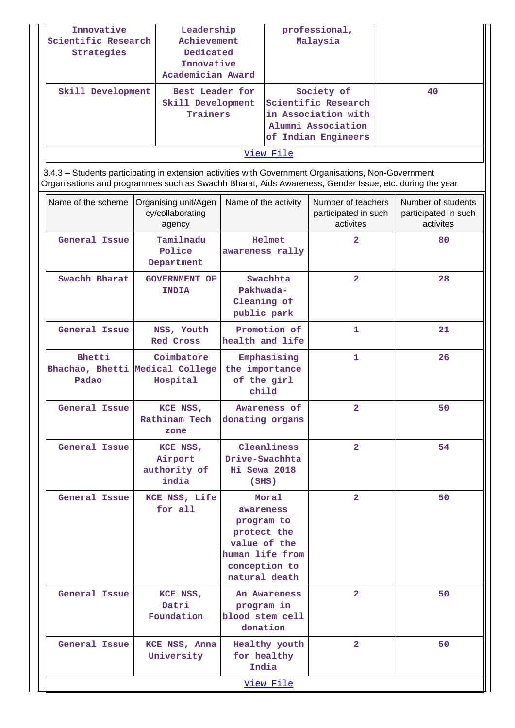| Innovative Scientific Research Strategies | Leadership Achievement Dedicated Innovative Academician Award | professional, Malaysia | |
|---|---|---|---|
| Skill Development | Best Leader for Skill Development Trainers | Society of Scientific Research in Association with Alumni Association of Indian Engineers | 40 |

View File

3.4.3 – Students participating in extension activities with Government Organisations, Non-Government Organisations and programmes such as Swachh Bharat, Aids Awareness, Gender Issue, etc. during the year

| Name of the scheme | Organising unit/Agency/collaborating agency | Name of the activity | Number of teachers participated in such activites | Number of students participated in such activites |
|---|---|---|---|---|
| General Issue | Tamilnadu Police Department | Helmet awareness rally | 2 | 80 |
| Swachh Bharat | GOVERNMENT OF INDIA | Swachhta Pakhwada-Cleaning of public park | 2 | 28 |
| General Issue | NSS, Youth Red Cross | Promotion of health and life | 1 | 21 |
| Bhetti Bhachao, Bhetti Padao | Coimbatore Medical College Hospital | Emphasising the importance of the girl child | 1 | 26 |
| General Issue | KCE NSS, Rathinam Tech zone | Awareness of donating organs | 2 | 50 |
| General Issue | KCE NSS, Airport authority of india | Cleanliness Drive-Swachhta Hi Sewa 2018 (SHS) | 2 | 54 |
| General Issue | KCE NSS, Life for all | Moral awareness program to protect the value of the human life from conception to natural death | 2 | 50 |
| General Issue | KCE NSS, Datri Foundation | An Awareness program in blood stem cell donation | 2 | 50 |
| General Issue | KCE NSS, Anna University | Healthy youth for healthy India | 2 | 50 |

View File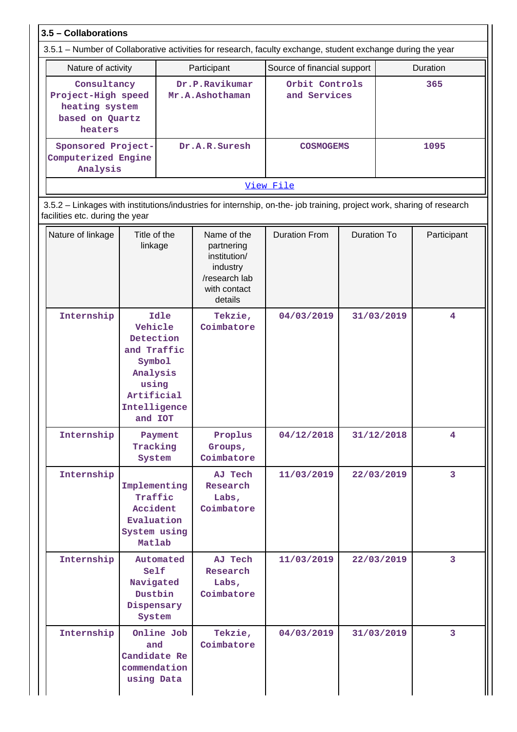### 3.5 – Collaborations

3.5.1 – Number of Collaborative activities for research, faculty exchange, student exchange during the year

| Nature of activity | Participant | Source of financial support | Duration |
|---|---|---|---|
| Consultancy Project-High speed heating system based on Quartz heaters | Dr.P.Ravikumar Mr.A.Ashothaman | Orbit Controls and Services | 365 |
| Sponsored Project-Computerized Engine Analysis | Dr.A.R.Suresh | COSMOGEMS | 1095 |

View File

3.5.2 – Linkages with institutions/industries for internship, on-the- job training, project work, sharing of research facilities etc. during the year

| Nature of linkage | Title of the linkage | Name of the partnering institution/ industry /research lab with contact details | Duration From | Duration To | Participant |
|---|---|---|---|---|---|
| Internship | Idle Vehicle Detection and Traffic Symbol Analysis using Artificial Intelligence and IOT | Tekzie, Coimbatore | 04/03/2019 | 31/03/2019 | 4 |
| Internship | Payment Tracking System | Proplus Groups, Coimbatore | 04/12/2018 | 31/12/2018 | 4 |
| Internship | Implementing Traffic Accident Evaluation System using Matlab | AJ Tech Research Labs, Coimbatore | 11/03/2019 | 22/03/2019 | 3 |
| Internship | Automated Self Navigated Dustbin Dispensary System | AJ Tech Research Labs, Coimbatore | 11/03/2019 | 22/03/2019 | 3 |
| Internship | Online Job and Candidate Recommendation using Data | Tekzie, Coimbatore | 04/03/2019 | 31/03/2019 | 3 |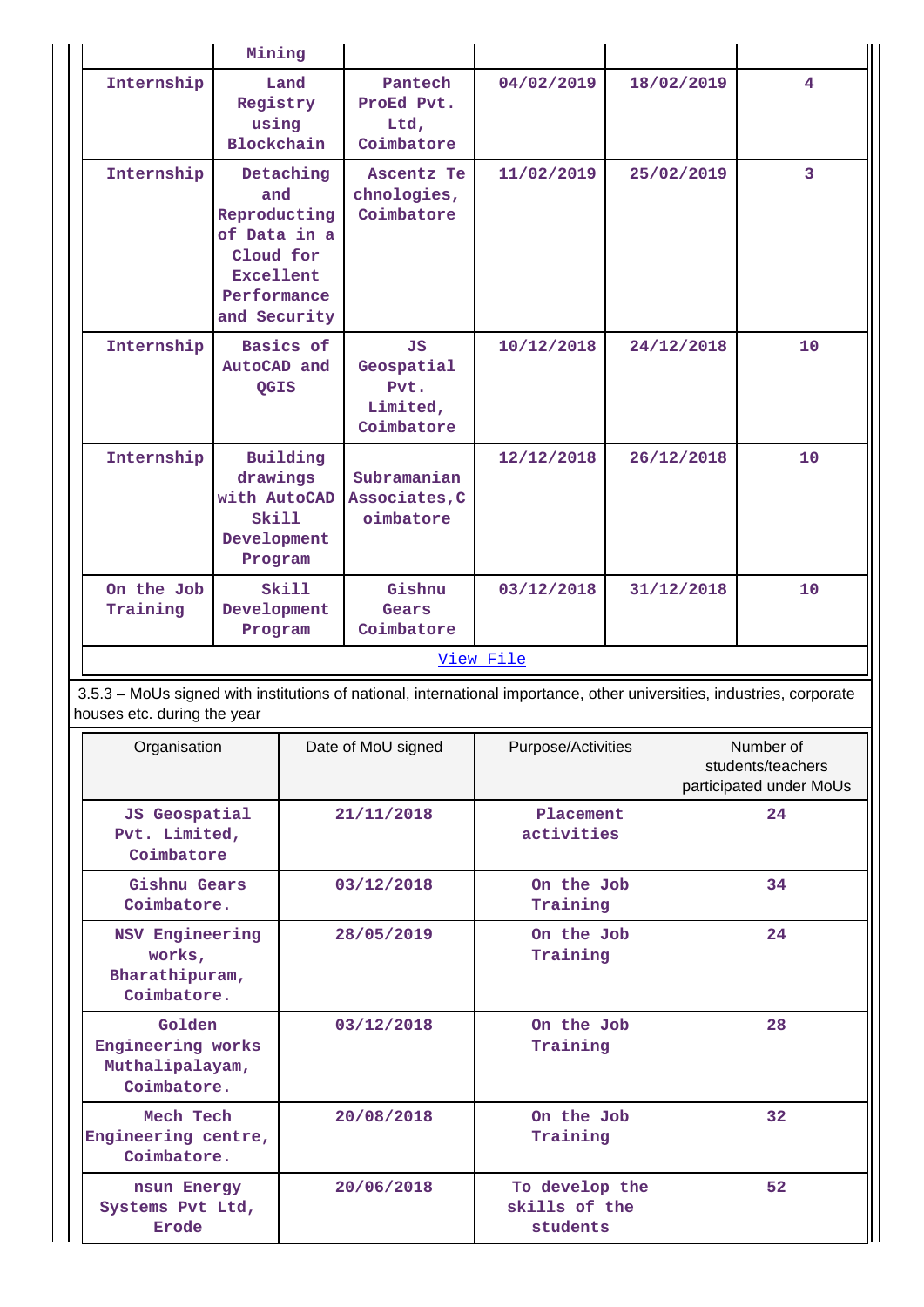| | Mining | | | | |
|---|---|---|---|---|---|
| Internship | Land Registry using Blockchain | Pantech ProEd Pvt. Ltd, Coimbatore | 04/02/2019 | 18/02/2019 | 4 |
| Internship | Detaching and Reproducting of Data in a Cloud for Excellent Performance and Security | Ascentz Te chnologies, Coimbatore | 11/02/2019 | 25/02/2019 | 3 |
| Internship | Basics of AutoCAD and QGIS | JS Geospatial Pvt. Limited, Coimbatore | 10/12/2018 | 24/12/2018 | 10 |
| Internship | Building drawings with AutoCAD Skill Development Program | Subramanian Associates,C oimbatore | 12/12/2018 | 26/12/2018 | 10 |
| On the Job Training | Skill Development Program | Gishnu Gears Coimbatore | 03/12/2018 | 31/12/2018 | 10 |

[View File]

3.5.3 – MoUs signed with institutions of national, international importance, other universities, industries, corporate houses etc. during the year

| Organisation | Date of MoU signed | Purpose/Activities | Number of students/teachers participated under MoUs |
|---|---|---|---|
| JS Geospatial Pvt. Limited, Coimbatore | 21/11/2018 | Placement activities | 24 |
| Gishnu Gears Coimbatore. | 03/12/2018 | On the Job Training | 34 |
| NSV Engineering works, Bharathipuram, Coimbatore. | 28/05/2019 | On the Job Training | 24 |
| Golden Engineering works Muthalipalayam, Coimbatore. | 03/12/2018 | On the Job Training | 28 |
| Mech Tech Engineering centre, Coimbatore. | 20/08/2018 | On the Job Training | 32 |
| nsun Energy Systems Pvt Ltd, Erode | 20/06/2018 | To develop the skills of the students | 52 |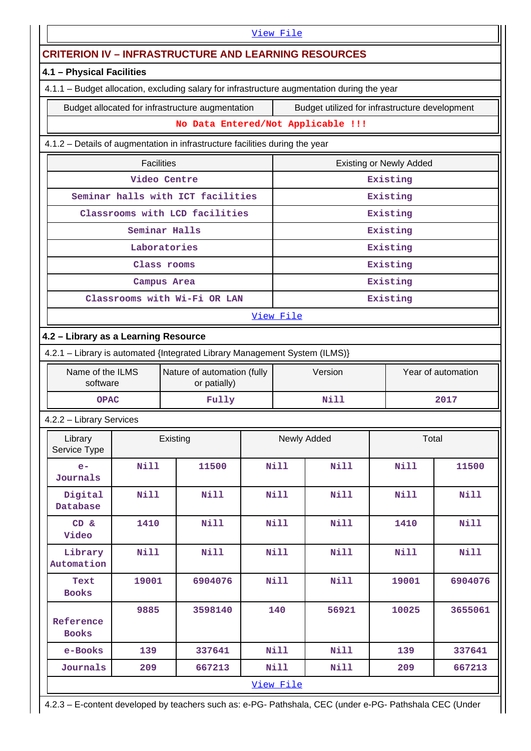View File

## CRITERION IV – INFRASTRUCTURE AND LEARNING RESOURCES

### 4.1 – Physical Facilities

4.1.1 – Budget allocation, excluding salary for infrastructure augmentation during the year

| Budget allocated for infrastructure augmentation | Budget utilized for infrastructure development |
|---|---|
| No Data Entered/Not Applicable !!! | |

4.1.2 – Details of augmentation in infrastructure facilities during the year

| Facilities | Existing or Newly Added |
|---|---|
| Video Centre | Existing |
| Seminar halls with ICT facilities | Existing |
| Classrooms with LCD facilities | Existing |
| Seminar Halls | Existing |
| Laboratories | Existing |
| Class rooms | Existing |
| Campus Area | Existing |
| Classrooms with Wi-Fi OR LAN | Existing |

View File

### 4.2 – Library as a Learning Resource

4.2.1 – Library is automated {Integrated Library Management System (ILMS)}

| Name of the ILMS software | Nature of automation (fully or patially) | Version | Year of automation |
|---|---|---|---|
| OPAC | Fully | Nill | 2017 |

4.2.2 – Library Services

| Library Service Type | Existing | | Newly Added | | Total | |
|---|---|---|---|---|---|---|
| e-Journals | Nill | 11500 | Nill | Nill | Nill | 11500 |
| Digital Database | Nill | Nill | Nill | Nill | Nill | Nill |
| CD & Video | 1410 | Nill | Nill | Nill | 1410 | Nill |
| Library Automation | Nill | Nill | Nill | Nill | Nill | Nill |
| Text Books | 19001 | 6904076 | Nill | Nill | 19001 | 6904076 |
| Reference Books | 9885 | 3598140 | 140 | 56921 | 10025 | 3655061 |
| e-Books | 139 | 337641 | Nill | Nill | 139 | 337641 |
| Journals | 209 | 667213 | Nill | Nill | 209 | 667213 |

View File

4.2.3 – E-content developed by teachers such as: e-PG- Pathshala, CEC (under e-PG- Pathshala CEC (Under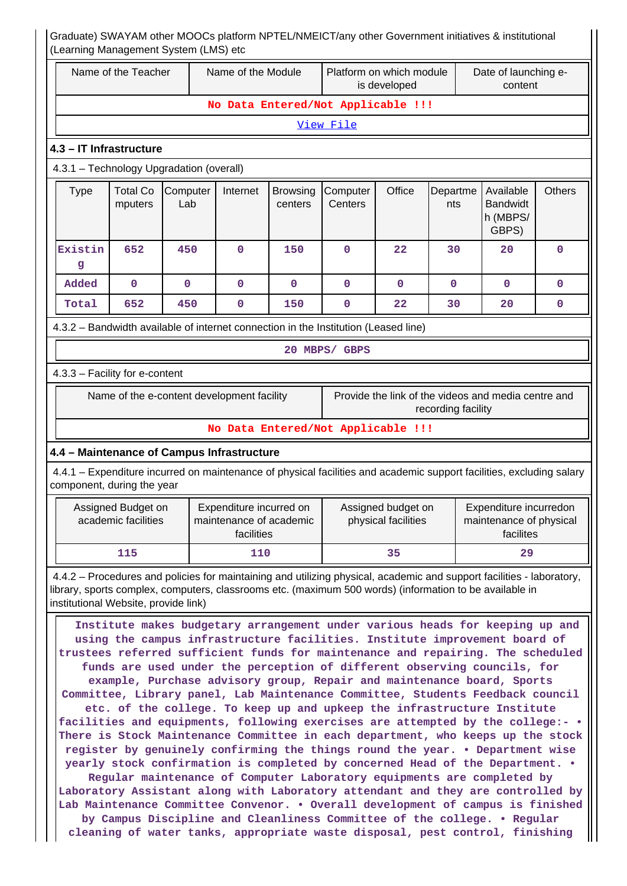Graduate) SWAYAM other MOOCs platform NPTEL/NMEICT/any other Government initiatives & institutional (Learning Management System (LMS) etc

| Name of the Teacher | Name of the Module | Platform on which module is developed | Date of launching e-content |
|---|---|---|---|
| No Data Entered/Not Applicable !!! | | | |

View File

### 4.3 – IT Infrastructure

4.3.1 – Technology Upgradation (overall)

| Type | Total Computers | Computer Lab | Internet | Browsing centers | Computer Centers | Office | Departments | Available Bandwidth (MBPS/ GBPS) | Others |
|---|---|---|---|---|---|---|---|---|---|
| Existing | 652 | 450 | 0 | 150 | 0 | 22 | 30 | 20 | 0 |
| Added | 0 | 0 | 0 | 0 | 0 | 0 | 0 | 0 | 0 |
| Total | 652 | 450 | 0 | 150 | 0 | 22 | 30 | 20 | 0 |

4.3.2 – Bandwidth available of internet connection in the Institution (Leased line)

20 MBPS/ GBPS

4.3.3 – Facility for e-content

| Name of the e-content development facility | Provide the link of the videos and media centre and recording facility |
|---|---|
| No Data Entered/Not Applicable !!! | |

### 4.4 – Maintenance of Campus Infrastructure

4.4.1 – Expenditure incurred on maintenance of physical facilities and academic support facilities, excluding salary component, during the year

| Assigned Budget on academic facilities | Expenditure incurred on maintenance of academic facilities | Assigned budget on physical facilities | Expenditure incurredon maintenance of physical facilites |
|---|---|---|---|
| 115 | 110 | 35 | 29 |

4.4.2 – Procedures and policies for maintaining and utilizing physical, academic and support facilities - laboratory, library, sports complex, computers, classrooms etc. (maximum 500 words) (information to be available in institutional Website, provide link)

Institute makes budgetary arrangement under various heads for keeping up and using the campus infrastructure facilities. Institute improvement board of trustees referred sufficient funds for maintenance and repairing. The scheduled funds are used under the perception of different observing councils, for example, Purchase advisory group, Repair and maintenance board, Sports Committee, Library panel, Lab Maintenance Committee, Students Feedback council etc. of the college. To keep up and upkeep the infrastructure Institute facilities and equipments, following exercises are attempted by the college:- • There is Stock Maintenance Committee in each department, who keeps up the stock register by genuinely confirming the things round the year. • Department wise yearly stock confirmation is completed by concerned Head of the Department. • Regular maintenance of Computer Laboratory equipments are completed by Laboratory Assistant along with Laboratory attendant and they are controlled by Lab Maintenance Committee Convenor. • Overall development of campus is finished by Campus Discipline and Cleanliness Committee of the college. • Regular cleaning of water tanks, appropriate waste disposal, pest control, finishing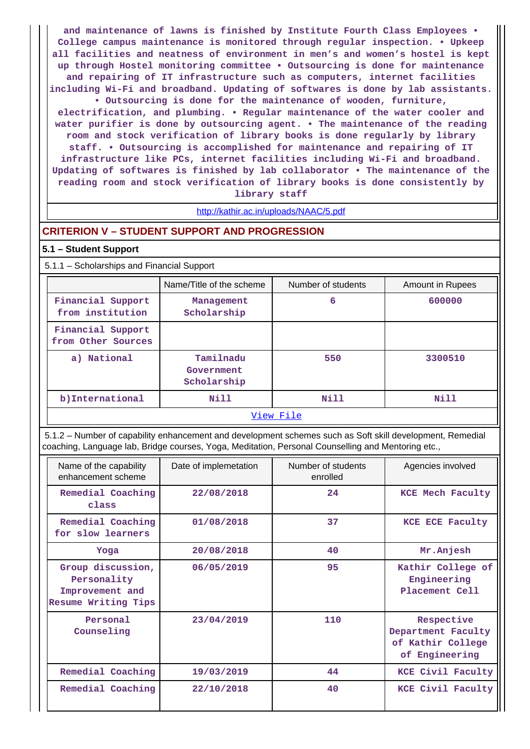and maintenance of lawns is finished by Institute Fourth Class Employees • College campus maintenance is monitored through regular inspection. • Upkeep all facilities and neatness of environment in men's and women's hostel is kept up through Hostel monitoring committee • Outsourcing is done for maintenance and repairing of IT infrastructure such as computers, internet facilities including Wi-Fi and broadband. Updating of softwares is done by lab assistants. • Outsourcing is done for the maintenance of wooden, furniture, electrification, and plumbing. • Regular maintenance of the water cooler and water purifier is done by outsourcing agent. • The maintenance of the reading room and stock verification of library books is done regularly by library staff. • Outsourcing is accomplished for maintenance and repairing of IT infrastructure like PCs, internet facilities including Wi-Fi and broadband. Updating of softwares is finished by lab collaborator • The maintenance of the reading room and stock verification of library books is done consistently by library staff

http://kathir.ac.in/uploads/NAAC/5.pdf

## CRITERION V – STUDENT SUPPORT AND PROGRESSION

### 5.1 – Student Support

5.1.1 – Scholarships and Financial Support

| | Name/Title of the scheme | Number of students | Amount in Rupees |
|---|---|---|---|
| Financial Support from institution | Management Scholarship | 6 | 600000 |
| Financial Support from Other Sources | | | |
| a) National | Tamilnadu Government Scholarship | 550 | 3300510 |
| b)International | Nill | Nill | Nill |

View File

5.1.2 – Number of capability enhancement and development schemes such as Soft skill development, Remedial coaching, Language lab, Bridge courses, Yoga, Meditation, Personal Counselling and Mentoring etc.,

| Name of the capability enhancement scheme | Date of implemetation | Number of students enrolled | Agencies involved |
|---|---|---|---|
| Remedial Coaching class | 22/08/2018 | 24 | KCE Mech Faculty |
| Remedial Coaching for slow learners | 01/08/2018 | 37 | KCE ECE Faculty |
| Yoga | 20/08/2018 | 40 | Mr.Anjesh |
| Group discussion, Personality Improvement and Resume Writing Tips | 06/05/2019 | 95 | Kathir College of Engineering Placement Cell |
| Personal Counseling | 23/04/2019 | 110 | Respective Department Faculty of Kathir College of Engineering |
| Remedial Coaching | 19/03/2019 | 44 | KCE Civil Faculty |
| Remedial Coaching | 22/10/2018 | 40 | KCE Civil Faculty |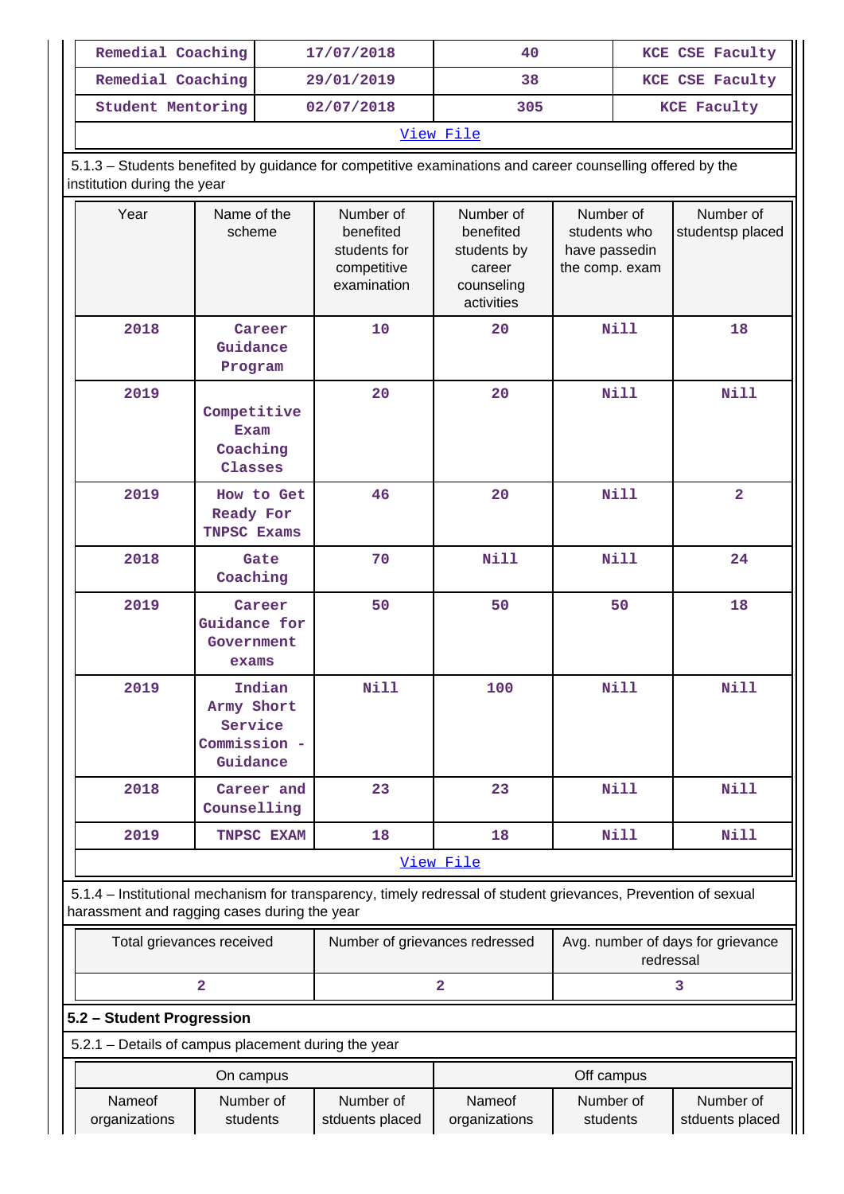| Remedial Coaching | 17/07/2018 | 40 | KCE CSE Faculty |
|---|---|---|---|
| Remedial Coaching | 29/01/2019 | 38 | KCE CSE Faculty |
| Student Mentoring | 02/07/2018 | 305 | KCE Faculty |

View File

5.1.3 – Students benefited by guidance for competitive examinations and career counselling offered by the institution during the year

| Year | Name of the scheme | Number of benefited students for competitive examination | Number of benefited students by career counseling activities | Number of students who have passedin the comp. exam | Number of studentsp placed |
|---|---|---|---|---|---|
| 2018 | Career Guidance Program | 10 | 20 | Nill | 18 |
| 2019 | Competitive Exam Coaching Classes | 20 | 20 | Nill | Nill |
| 2019 | How to Get Ready For TNPSC Exams | 46 | 20 | Nill | 2 |
| 2018 | Gate Coaching | 70 | Nill | Nill | 24 |
| 2019 | Career Guidance for Government exams | 50 | 50 | 50 | 18 |
| 2019 | Indian Army Short Service Commission - Guidance | Nill | 100 | Nill | Nill |
| 2018 | Career and Counselling | 23 | 23 | Nill | Nill |
| 2019 | TNPSC EXAM | 18 | 18 | Nill | Nill |

View File

5.1.4 – Institutional mechanism for transparency, timely redressal of student grievances, Prevention of sexual harassment and ragging cases during the year

| Total grievances received | Number of grievances redressed | Avg. number of days for grievance redressal |
|---|---|---|
| 2 | 2 | 3 |

**5.2 – Student Progression**

5.2.1 – Details of campus placement during the year

| On campus | | | Off campus | | |
|---|---|---|---|---|---|
| Nameof organizations | Number of students | Number of stduents placed | Nameof organizations | Number of students | Number of stduents placed |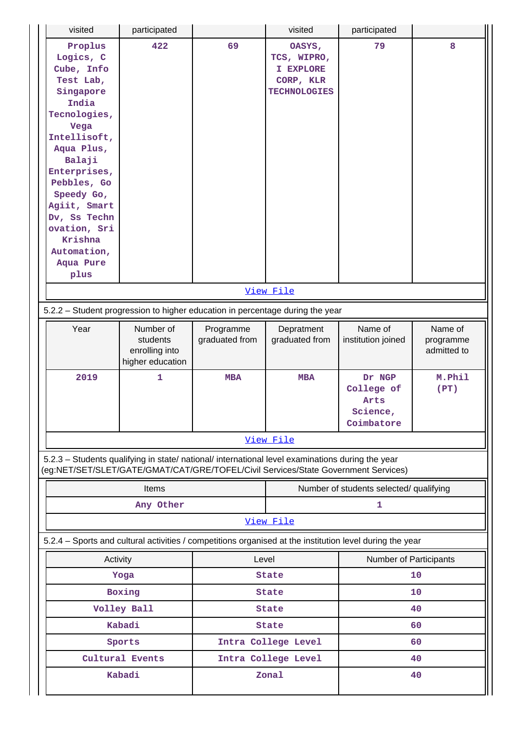| visited | participated | | visited | participated | |
|---|---|---|---|---|---|
| Proplus Logics, C Cube, Info Test Lab, Singapore India Tecnologies, Vega Intellisoft, Aqua Plus, Balaji Enterprises, Pebbles, Go Speedy Go, Agiit, Smart Dv, Ss Technovation, Sri Krishna Automation, Aqua Pure plus | 422 | 69 | OASYS, TCS, WIPRO, I EXPLORE CORP, KLR TECHNOLOGIES | 79 | 8 |

View File

5.2.2 – Student progression to higher education in percentage during the year

| Year | Number of students enrolling into higher education | Programme graduated from | Depratment graduated from | Name of institution joined | Name of programme admitted to |
|---|---|---|---|---|---|
| 2019 | 1 | MBA | MBA | Dr NGP College of Arts Science, Coimbatore | M.Phil (PT) |

View File

5.2.3 – Students qualifying in state/ national/ international level examinations during the year (eg:NET/SET/SLET/GATE/GMAT/CAT/GRE/TOFEL/Civil Services/State Government Services)

| Items | Number of students selected/ qualifying |
|---|---|
| Any Other | 1 |

View File

5.2.4 – Sports and cultural activities / competitions organised at the institution level during the year

| Activity | Level | Number of Participants |
|---|---|---|
| Yoga | State | 10 |
| Boxing | State | 10 |
| Volley Ball | State | 40 |
| Kabadi | State | 60 |
| Sports | Intra College Level | 60 |
| Cultural Events | Intra College Level | 40 |
| Kabadi | Zonal | 40 |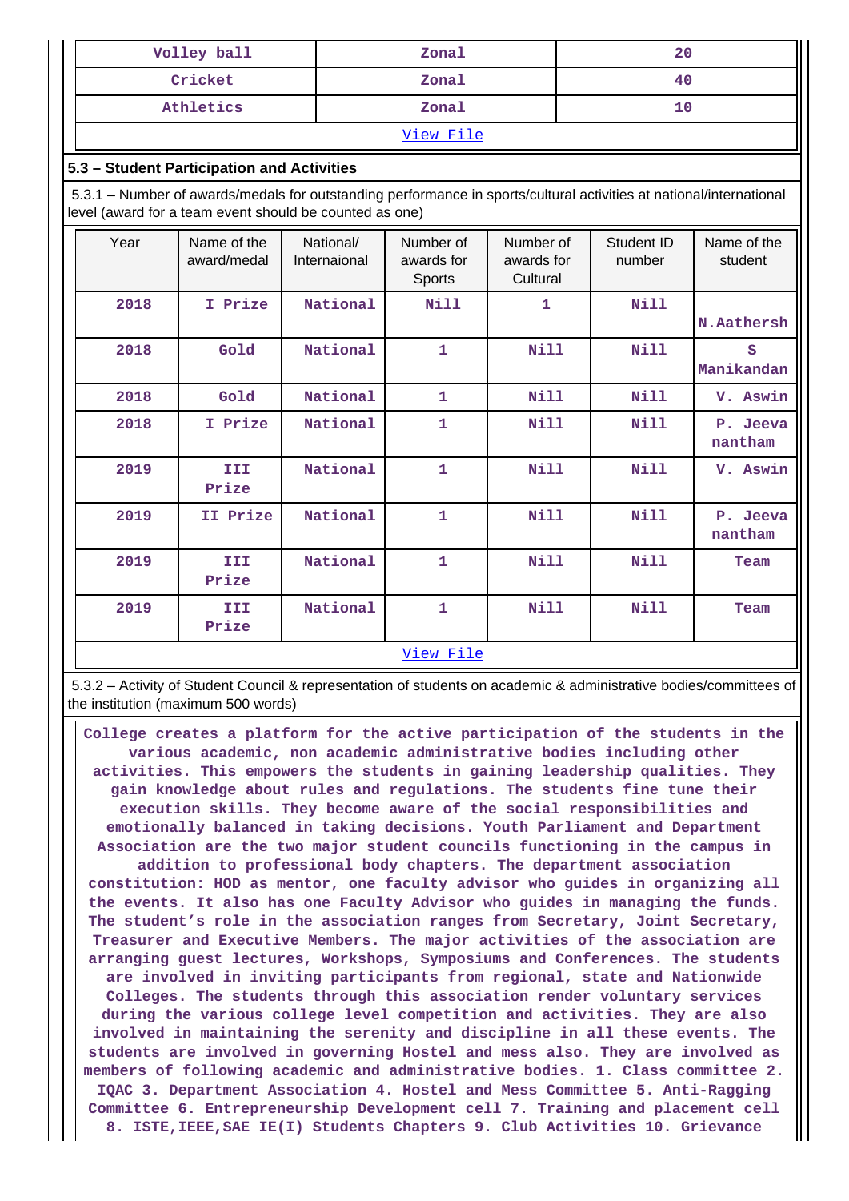| Volley ball | Zonal | 20 |
|---|---|---|
| Cricket | Zonal | 40 |
| Athletics | Zonal | 10 |
| View File | | |

### 5.3 – Student Participation and Activities

5.3.1 – Number of awards/medals for outstanding performance in sports/cultural activities at national/international level (award for a team event should be counted as one)

| Year | Name of the award/medal | National/ Internaional | Number of awards for Sports | Number of awards for Cultural | Student ID number | Name of the student |
|---|---|---|---|---|---|---|
| 2018 | I Prize | National | Nill | 1 | Nill | N.Aathersh |
| 2018 | Gold | National | 1 | Nill | Nill | S Manikandan |
| 2018 | Gold | National | 1 | Nill | Nill | V. Aswin |
| 2018 | I Prize | National | 1 | Nill | Nill | P. Jeeva nantham |
| 2019 | III Prize | National | 1 | Nill | Nill | V. Aswin |
| 2019 | II Prize | National | 1 | Nill | Nill | P. Jeeva nantham |
| 2019 | III Prize | National | 1 | Nill | Nill | Team |
| 2019 | III Prize | National | 1 | Nill | Nill | Team |
| View File | | | | | | |

5.3.2 – Activity of Student Council & representation of students on academic & administrative bodies/committees of the institution (maximum 500 words)

College creates a platform for the active participation of the students in the various academic, non academic administrative bodies including other activities. This empowers the students in gaining leadership qualities. They gain knowledge about rules and regulations. The students fine tune their execution skills. They become aware of the social responsibilities and emotionally balanced in taking decisions. Youth Parliament and Department Association are the two major student councils functioning in the campus in addition to professional body chapters. The department association constitution: HOD as mentor, one faculty advisor who guides in organizing all the events. It also has one Faculty Advisor who guides in managing the funds. The student's role in the association ranges from Secretary, Joint Secretary, Treasurer and Executive Members. The major activities of the association are arranging guest lectures, Workshops, Symposiums and Conferences. The students are involved in inviting participants from regional, state and Nationwide Colleges. The students through this association render voluntary services during the various college level competition and activities. They are also involved in maintaining the serenity and discipline in all these events. The students are involved in governing Hostel and mess also. They are involved as members of following academic and administrative bodies. 1. Class committee 2. IQAC 3. Department Association 4. Hostel and Mess Committee 5. Anti-Ragging Committee 6. Entrepreneurship Development cell 7. Training and placement cell 8. ISTE,IEEE,SAE IE(I) Students Chapters 9. Club Activities 10. Grievance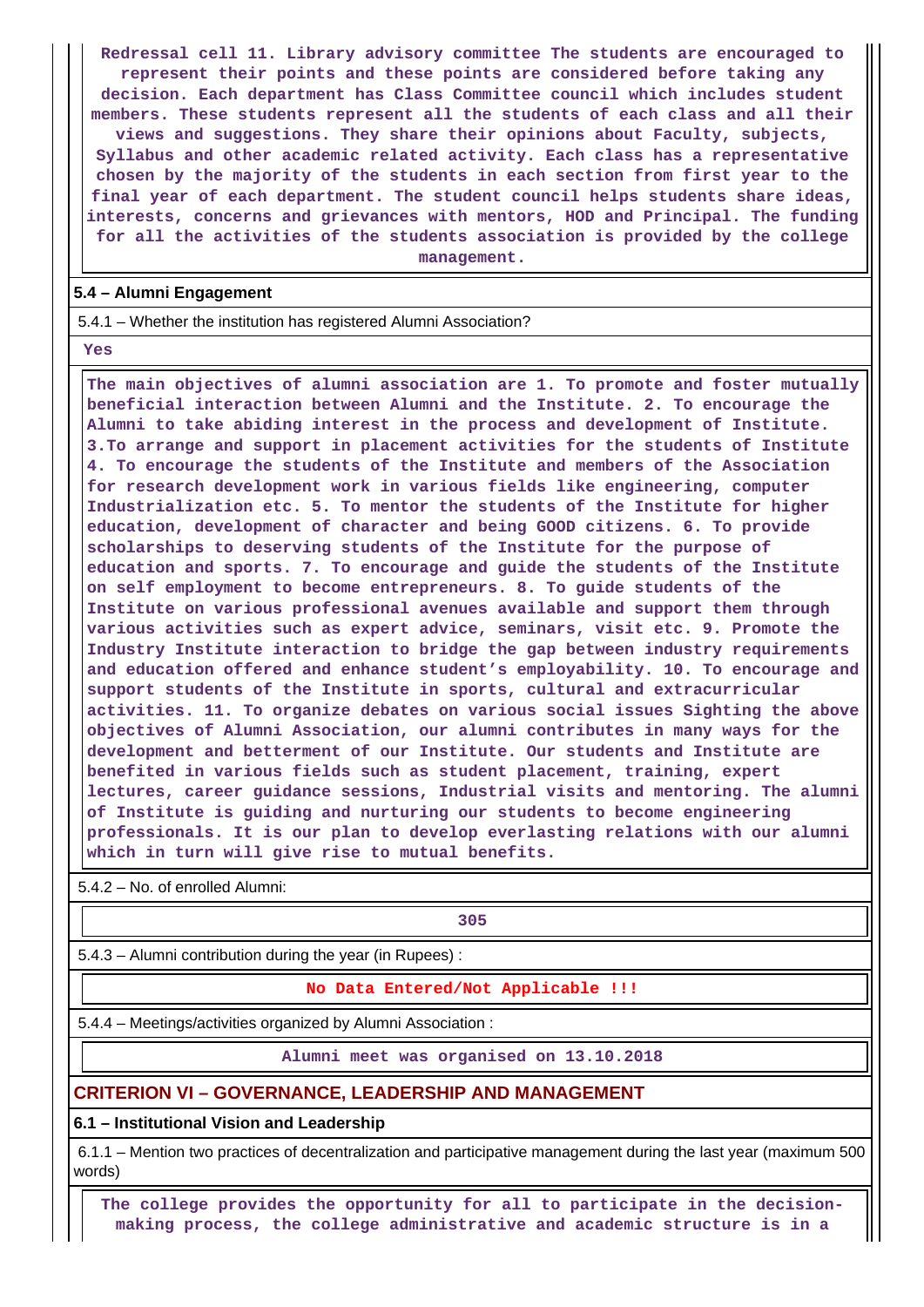Redressal cell 11. Library advisory committee The students are encouraged to represent their points and these points are considered before taking any decision. Each department has Class Committee council which includes student members. These students represent all the students of each class and all their views and suggestions. They share their opinions about Faculty, subjects, Syllabus and other academic related activity. Each class has a representative chosen by the majority of the students in each section from first year to the final year of each department. The student council helps students share ideas, interests, concerns and grievances with mentors, HOD and Principal. The funding for all the activities of the students association is provided by the college management.

**5.4 – Alumni Engagement**

5.4.1 – Whether the institution has registered Alumni Association?

Yes

The main objectives of alumni association are 1. To promote and foster mutually beneficial interaction between Alumni and the Institute. 2. To encourage the Alumni to take abiding interest in the process and development of Institute. 3.To arrange and support in placement activities for the students of Institute 4. To encourage the students of the Institute and members of the Association for research development work in various fields like engineering, computer Industrialization etc. 5. To mentor the students of the Institute for higher education, development of character and being GOOD citizens. 6. To provide scholarships to deserving students of the Institute for the purpose of education and sports. 7. To encourage and guide the students of the Institute on self employment to become entrepreneurs. 8. To guide students of the Institute on various professional avenues available and support them through various activities such as expert advice, seminars, visit etc. 9. Promote the Industry Institute interaction to bridge the gap between industry requirements and education offered and enhance student's employability. 10. To encourage and support students of the Institute in sports, cultural and extracurricular activities. 11. To organize debates on various social issues Sighting the above objectives of Alumni Association, our alumni contributes in many ways for the development and betterment of our Institute. Our students and Institute are benefited in various fields such as student placement, training, expert lectures, career guidance sessions, Industrial visits and mentoring. The alumni of Institute is guiding and nurturing our students to become engineering professionals. It is our plan to develop everlasting relations with our alumni which in turn will give rise to mutual benefits.

5.4.2 – No. of enrolled Alumni:

305

5.4.3 – Alumni contribution during the year (in Rupees) :

No Data Entered/Not Applicable !!!

5.4.4 – Meetings/activities organized by Alumni Association :

Alumni meet was organised on 13.10.2018

## CRITERION VI – GOVERNANCE, LEADERSHIP AND MANAGEMENT

**6.1 – Institutional Vision and Leadership**

6.1.1 – Mention two practices of decentralization and participative management during the last year (maximum 500 words)

The college provides the opportunity for all to participate in the decision-making process, the college administrative and academic structure is in a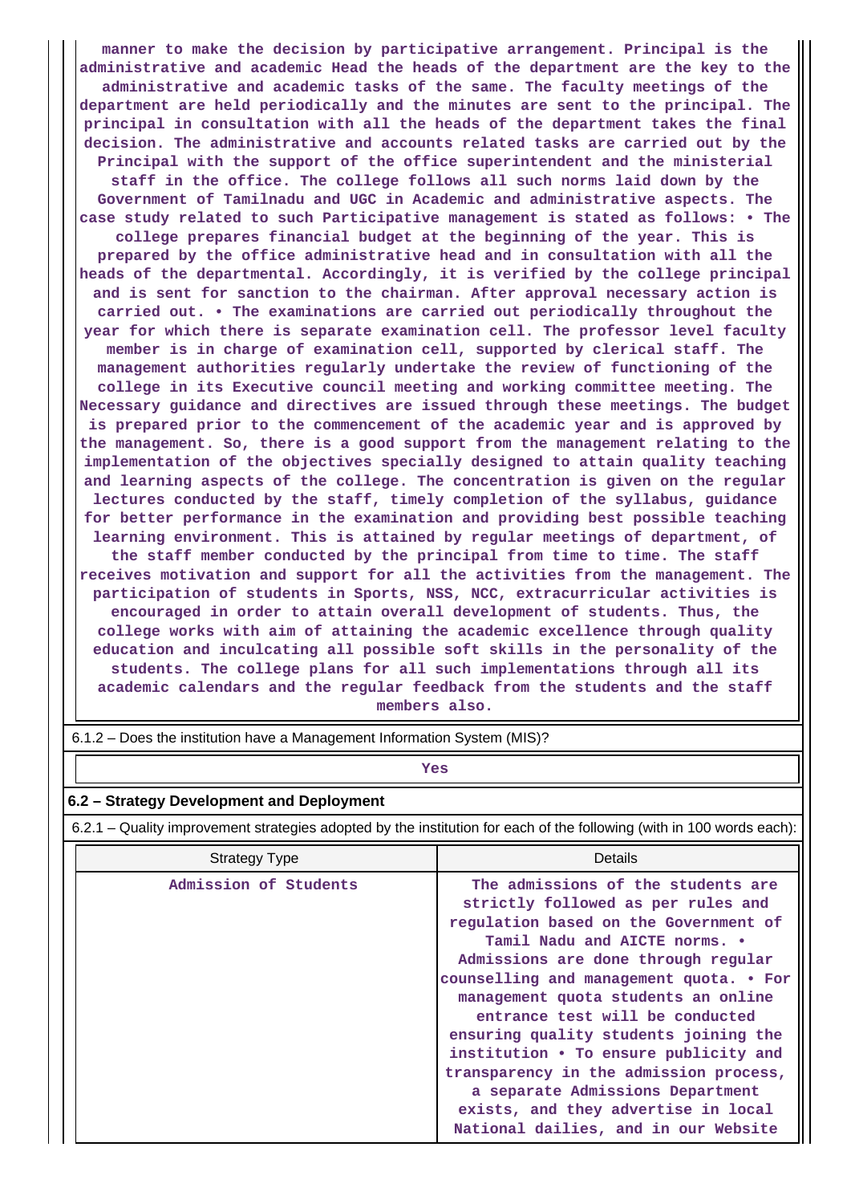manner to make the decision by participative arrangement. Principal is the administrative and academic Head the heads of the department are the key to the administrative and academic tasks of the same. The faculty meetings of the department are held periodically and the minutes are sent to the principal. The principal in consultation with all the heads of the department takes the final decision. The administrative and accounts related tasks are carried out by the Principal with the support of the office superintendent and the ministerial staff in the office. The college follows all such norms laid down by the Government of Tamilnadu and UGC in Academic and administrative aspects. The case study related to such Participative management is stated as follows: • The college prepares financial budget at the beginning of the year. This is prepared by the office administrative head and in consultation with all the heads of the departmental. Accordingly, it is verified by the college principal and is sent for sanction to the chairman. After approval necessary action is carried out. • The examinations are carried out periodically throughout the year for which there is separate examination cell. The professor level faculty member is in charge of examination cell, supported by clerical staff. The management authorities regularly undertake the review of functioning of the college in its Executive council meeting and working committee meeting. The Necessary guidance and directives are issued through these meetings. The budget is prepared prior to the commencement of the academic year and is approved by the management. So, there is a good support from the management relating to the implementation of the objectives specially designed to attain quality teaching and learning aspects of the college. The concentration is given on the regular lectures conducted by the staff, timely completion of the syllabus, guidance for better performance in the examination and providing best possible teaching learning environment. This is attained by regular meetings of department, of the staff member conducted by the principal from time to time. The staff receives motivation and support for all the activities from the management. The participation of students in Sports, NSS, NCC, extracurricular activities is encouraged in order to attain overall development of students. Thus, the college works with aim of attaining the academic excellence through quality education and inculcating all possible soft skills in the personality of the students. The college plans for all such implementations through all its academic calendars and the regular feedback from the students and the staff members also.

6.1.2 – Does the institution have a Management Information System (MIS)?

Yes

### 6.2 – Strategy Development and Deployment

6.2.1 – Quality improvement strategies adopted by the institution for each of the following (with in 100 words each):

| Strategy Type | Details |
|---|---|
| Admission of Students | The admissions of the students are strictly followed as per rules and regulation based on the Government of Tamil Nadu and AICTE norms. • Admissions are done through regular counselling and management quota. • For management quota students an online entrance test will be conducted ensuring quality students joining the institution • To ensure publicity and transparency in the admission process, a separate Admissions Department exists, and they advertise in local National dailies, and in our Website |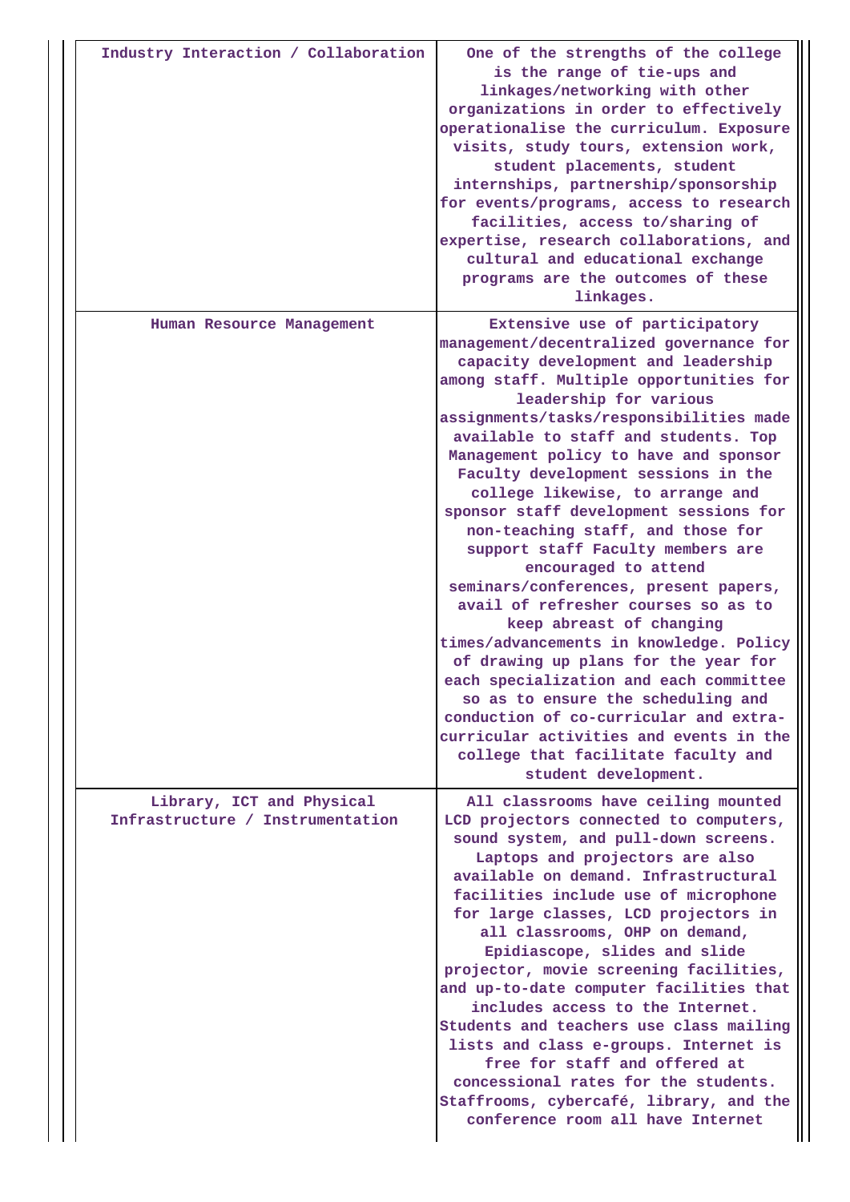| | |
|---|---|
| Industry Interaction / Collaboration | One of the strengths of the college is the range of tie-ups and linkages/networking with other organizations in order to effectively operationalise the curriculum. Exposure visits, study tours, extension work, student placements, student internships, partnership/sponsorship for events/programs, access to research facilities, access to/sharing of expertise, research collaborations, and cultural and educational exchange programs are the outcomes of these linkages. |
| Human Resource Management | Extensive use of participatory management/decentralized governance for capacity development and leadership among staff. Multiple opportunities for leadership for various assignments/tasks/responsibilities made available to staff and students. Top Management policy to have and sponsor Faculty development sessions in the college likewise, to arrange and sponsor staff development sessions for non-teaching staff, and those for support staff Faculty members are encouraged to attend seminars/conferences, present papers, avail of refresher courses so as to keep abreast of changing times/advancements in knowledge. Policy of drawing up plans for the year for each specialization and each committee so as to ensure the scheduling and conduction of co-curricular and extra-curricular activities and events in the college that facilitate faculty and student development. |
| Library, ICT and Physical Infrastructure / Instrumentation | All classrooms have ceiling mounted LCD projectors connected to computers, sound system, and pull-down screens. Laptops and projectors are also available on demand. Infrastructural facilities include use of microphone for large classes, LCD projectors in all classrooms, OHP on demand, Epidiascope, slides and slide projector, movie screening facilities, and up-to-date computer facilities that includes access to the Internet. Students and teachers use class mailing lists and class e-groups. Internet is free for staff and offered at concessional rates for the students. Staffrooms, cybercafé, library, and the conference room all have Internet |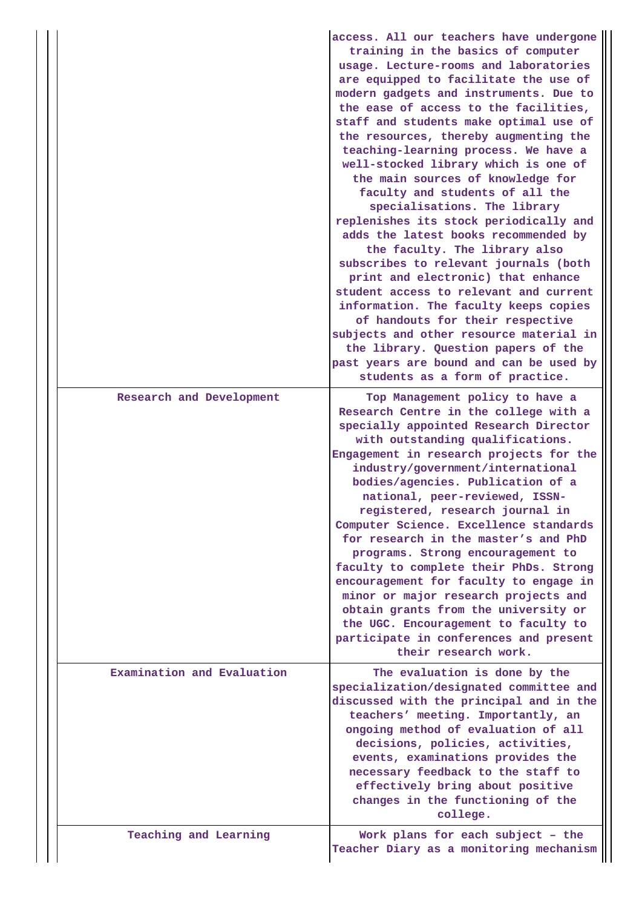| | |
|---|---|
| | access. All our teachers have undergone training in the basics of computer usage. Lecture-rooms and laboratories are equipped to facilitate the use of modern gadgets and instruments. Due to the ease of access to the facilities, staff and students make optimal use of the resources, thereby augmenting the teaching-learning process. We have a well-stocked library which is one of the main sources of knowledge for faculty and students of all the specialisations. The library replenishes its stock periodically and adds the latest books recommended by the faculty. The library also subscribes to relevant journals (both print and electronic) that enhance student access to relevant and current information. The faculty keeps copies of handouts for their respective subjects and other resource material in the library. Question papers of the past years are bound and can be used by students as a form of practice. |
| Research and Development | Top Management policy to have a Research Centre in the college with a specially appointed Research Director with outstanding qualifications. Engagement in research projects for the industry/government/international bodies/agencies. Publication of a national, peer-reviewed, ISSN-registered, research journal in Computer Science. Excellence standards for research in the master's and PhD programs. Strong encouragement to faculty to complete their PhDs. Strong encouragement for faculty to engage in minor or major research projects and obtain grants from the university or the UGC. Encouragement to faculty to participate in conferences and present their research work. |
| Examination and Evaluation | The evaluation is done by the specialization/designated committee and discussed with the principal and in the teachers' meeting. Importantly, an ongoing method of evaluation of all decisions, policies, activities, events, examinations provides the necessary feedback to the staff to effectively bring about positive changes in the functioning of the college. |
| Teaching and Learning | Work plans for each subject – the Teacher Diary as a monitoring mechanism |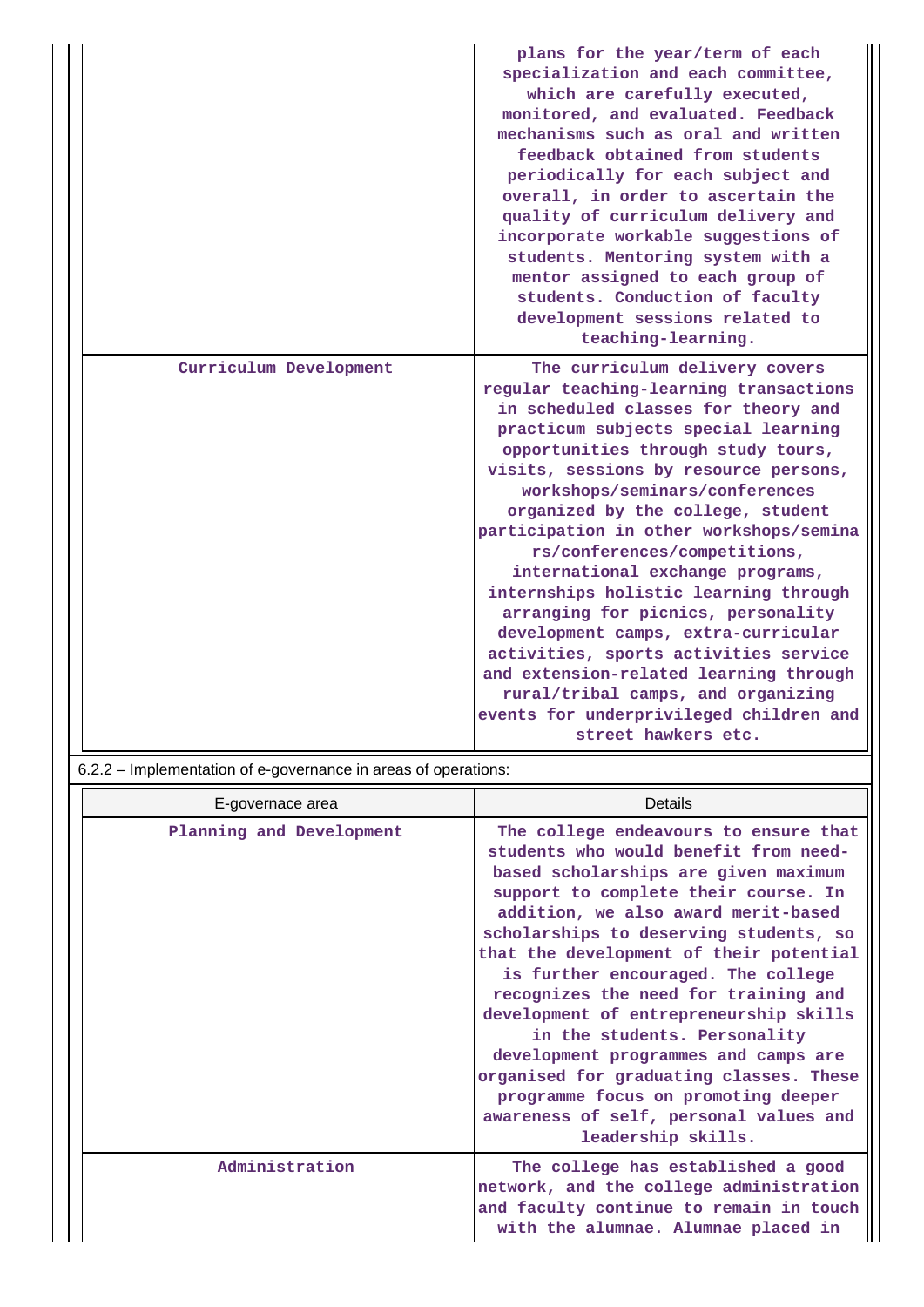|  |  |
|---|---|
|  | plans for the year/term of each specialization and each committee, which are carefully executed, monitored, and evaluated. Feedback mechanisms such as oral and written feedback obtained from students periodically for each subject and overall, in order to ascertain the quality of curriculum delivery and incorporate workable suggestions of students. Mentoring system with a mentor assigned to each group of students. Conduction of faculty development sessions related to teaching-learning. |
| Curriculum Development | The curriculum delivery covers regular teaching-learning transactions in scheduled classes for theory and practicum subjects special learning opportunities through study tours, visits, sessions by resource persons, workshops/seminars/conferences organized by the college, student participation in other workshops/seminars/conferences/competitions, international exchange programs, internships holistic learning through arranging for picnics, personality development camps, extra-curricular activities, sports activities service and extension-related learning through rural/tribal camps, and organizing events for underprivileged children and street hawkers etc. |

6.2.2 – Implementation of e-governance in areas of operations:

| E-governace area | Details |
|---|---|
| Planning and Development | The college endeavours to ensure that students who would benefit from need-based scholarships are given maximum support to complete their course. In addition, we also award merit-based scholarships to deserving students, so that the development of their potential is further encouraged. The college recognizes the need for training and development of entrepreneurship skills in the students. Personality development programmes and camps are organised for graduating classes. These programme focus on promoting deeper awareness of self, personal values and leadership skills. |
| Administration | The college has established a good network, and the college administration and faculty continue to remain in touch with the alumnae. Alumnae placed in |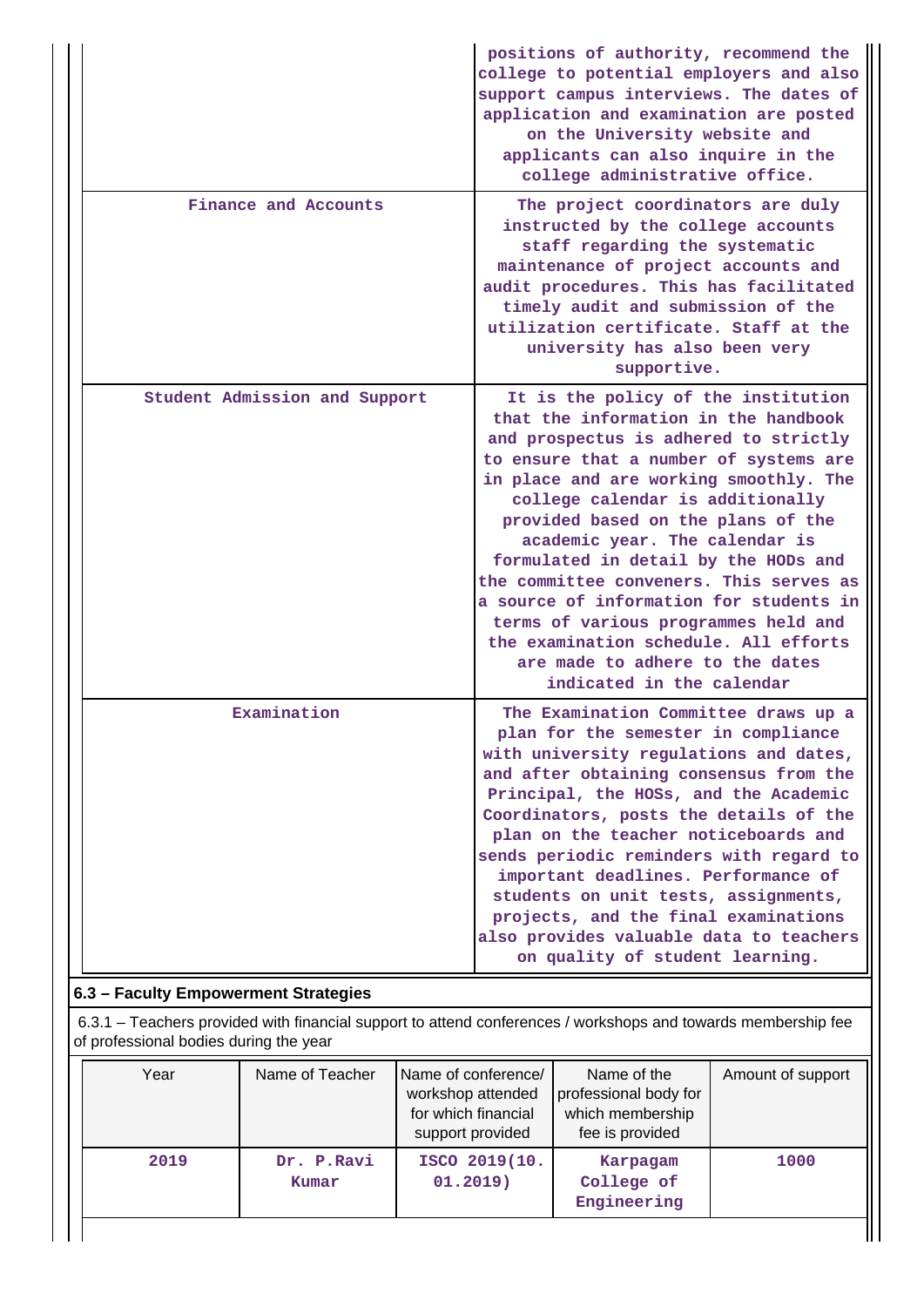| | |
|---|---|
| | positions of authority, recommend the college to potential employers and also support campus interviews. The dates of application and examination are posted on the University website and applicants can also inquire in the college administrative office. |
| Finance and Accounts | The project coordinators are duly instructed by the college accounts staff regarding the systematic maintenance of project accounts and audit procedures. This has facilitated timely audit and submission of the utilization certificate. Staff at the university has also been very supportive. |
| Student Admission and Support | It is the policy of the institution that the information in the handbook and prospectus is adhered to strictly to ensure that a number of systems are in place and are working smoothly. The college calendar is additionally provided based on the plans of the academic year. The calendar is formulated in detail by the HODs and the committee conveners. This serves as a source of information for students in terms of various programmes held and the examination schedule. All efforts are made to adhere to the dates indicated in the calendar |
| Examination | The Examination Committee draws up a plan for the semester in compliance with university regulations and dates, and after obtaining consensus from the Principal, the HOSs, and the Academic Coordinators, posts the details of the plan on the teacher noticeboards and sends periodic reminders with regard to important deadlines. Performance of students on unit tests, assignments, projects, and the final examinations also provides valuable data to teachers on quality of student learning. |

## 6.3 – Faculty Empowerment Strategies

6.3.1 – Teachers provided with financial support to attend conferences / workshops and towards membership fee of professional bodies during the year

| Year | Name of Teacher | Name of conference/ workshop attended for which financial support provided | Name of the professional body for which membership fee is provided | Amount of support |
|---|---|---|---|---|
| 2019 | Dr. P.Ravi Kumar | ISCO 2019(10.01.2019) | Karpagam College of Engineering | 1000 |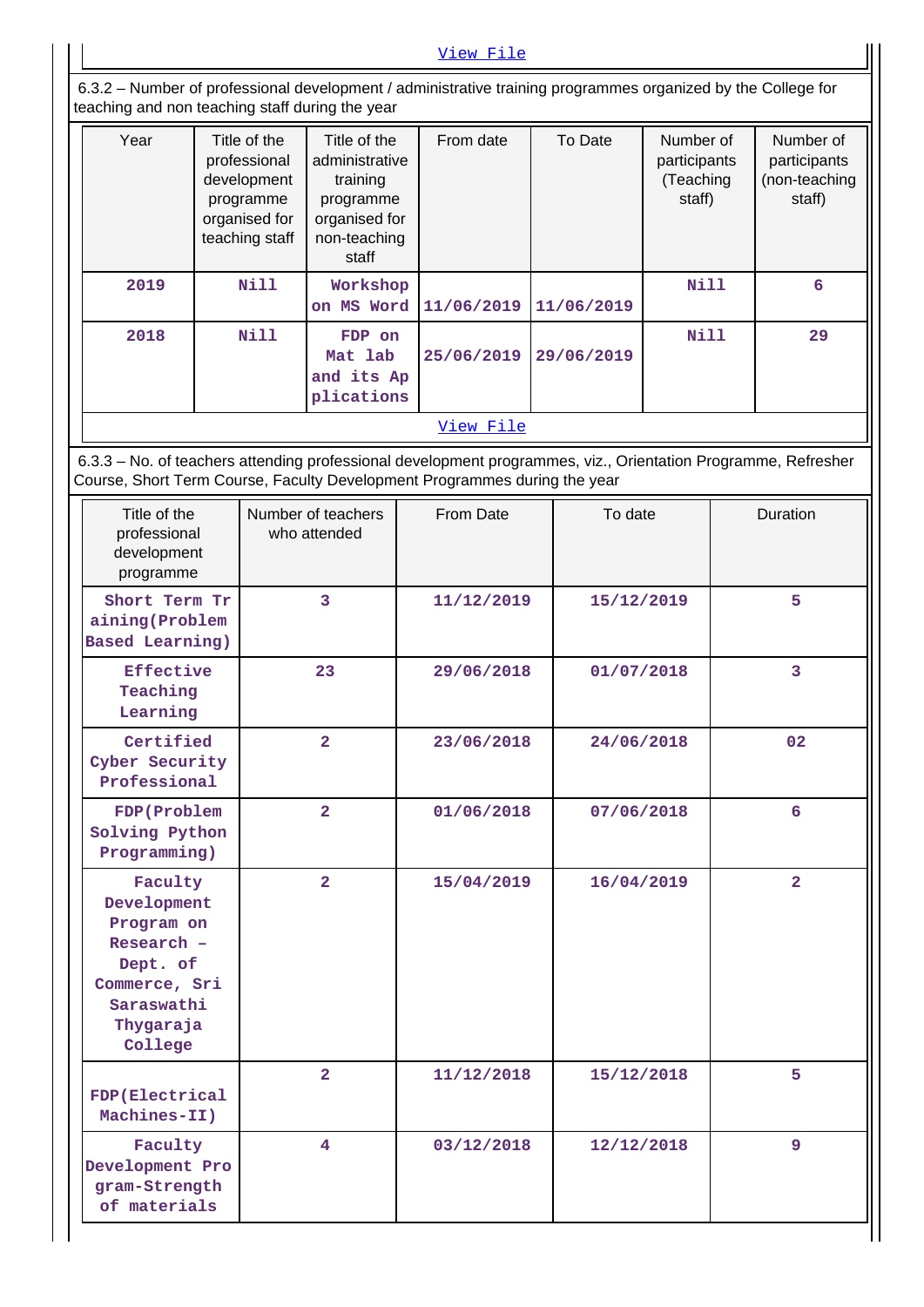View File

6.3.2 – Number of professional development / administrative training programmes organized by the College for teaching and non teaching staff during the year

| Year | Title of the professional development programme organised for teaching staff | Title of the administrative training programme organised for non-teaching staff | From date | To Date | Number of participants (Teaching staff) | Number of participants (non-teaching staff) |
|---|---|---|---|---|---|---|
| 2019 | Nill | Workshop on MS Word | 11/06/2019 | 11/06/2019 | Nill | 6 |
| 2018 | Nill | FDP on Mat lab and its Ap plications | 25/06/2019 | 29/06/2019 | Nill | 29 |

View File

6.3.3 – No. of teachers attending professional development programmes, viz., Orientation Programme, Refresher Course, Short Term Course, Faculty Development Programmes during the year

| Title of the professional development programme | Number of teachers who attended | From Date | To date | Duration |
|---|---|---|---|---|
| Short Term Tr aining(Problem Based Learning) | 3 | 11/12/2019 | 15/12/2019 | 5 |
| Effective Teaching Learning | 23 | 29/06/2018 | 01/07/2018 | 3 |
| Certified Cyber Security Professional | 2 | 23/06/2018 | 24/06/2018 | 02 |
| FDP(Problem Solving Python Programming) | 2 | 01/06/2018 | 07/06/2018 | 6 |
| Faculty Development Program on Research – Dept. of Commerce, Sri Saraswathi Thygaraja College | 2 | 15/04/2019 | 16/04/2019 | 2 |
| FDP(Electrical Machines-II) | 2 | 11/12/2018 | 15/12/2018 | 5 |
| Faculty Development Pro gram-Strength of materials | 4 | 03/12/2018 | 12/12/2018 | 9 |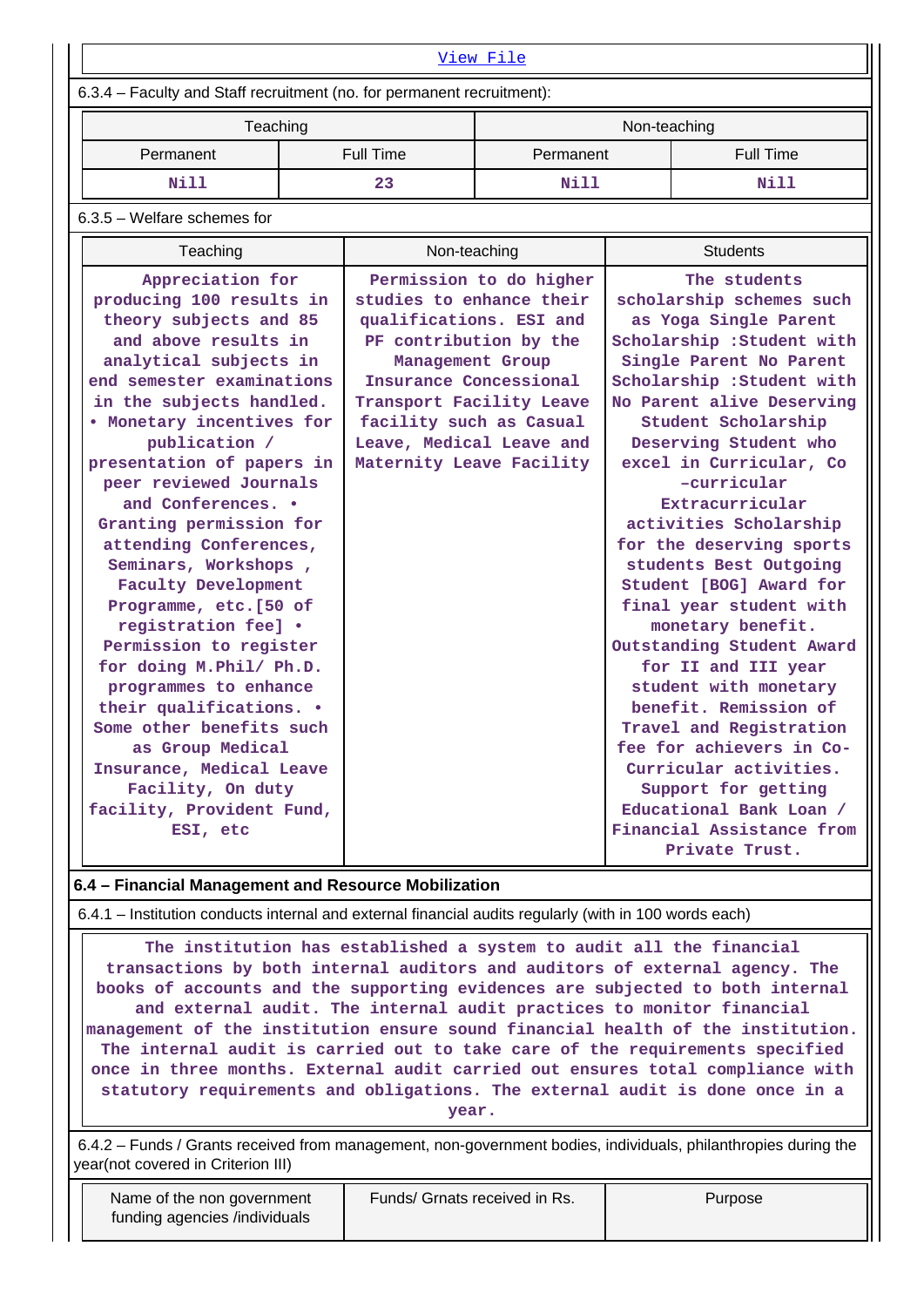[View File]

6.3.4 – Faculty and Staff recruitment (no. for permanent recruitment):

| Teaching | | Non-teaching | |
|---|---|---|---|
| Permanent | Full Time | Permanent | Full Time |
| Nill | 23 | Nill | Nill |

6.3.5 – Welfare schemes for

| Teaching | Non-teaching | Students |
|---|---|---|
| Appreciation for producing 100 results in theory subjects and 85 and above results in analytical subjects in end semester examinations in the subjects handled. • Monetary incentives for publication / presentation of papers in peer reviewed Journals and Conferences. • Granting permission for attending Conferences, Seminars, Workshops , Faculty Development Programme, etc.[50 of registration fee] • Permission to register for doing M.Phil/ Ph.D. programmes to enhance their qualifications. • Some other benefits such as Group Medical Insurance, Medical Leave Facility, On duty facility, Provident Fund, ESI, etc | Permission to do higher studies to enhance their qualifications. ESI and PF contribution by the Management Group Insurance Concessional Transport Facility Leave facility such as Casual Leave, Medical Leave and Maternity Leave Facility | The students scholarship schemes such as Yoga Single Parent Scholarship :Student with Single Parent No Parent Scholarship :Student with No Parent alive Deserving Student Scholarship Deserving Student who excel in Curricular, Co –curricular Extracurricular activities Scholarship for the deserving sports students Best Outgoing Student [BOG] Award for final year student with monetary benefit. Outstanding Student Award for II and III year student with monetary benefit. Remission of Travel and Registration fee for achievers in Co-Curricular activities. Support for getting Educational Bank Loan / Financial Assistance from Private Trust. |

**6.4 – Financial Management and Resource Mobilization**

6.4.1 – Institution conducts internal and external financial audits regularly (with in 100 words each)

The institution has established a system to audit all the financial transactions by both internal auditors and auditors of external agency. The books of accounts and the supporting evidences are subjected to both internal and external audit. The internal audit practices to monitor financial management of the institution ensure sound financial health of the institution. The internal audit is carried out to take care of the requirements specified once in three months. External audit carried out ensures total compliance with statutory requirements and obligations. The external audit is done once in a year.

6.4.2 – Funds / Grants received from management, non-government bodies, individuals, philanthropies during the year(not covered in Criterion III)

| Name of the non government funding agencies /individuals | Funds/ Grnats received in Rs. | Purpose |
|---|---|---|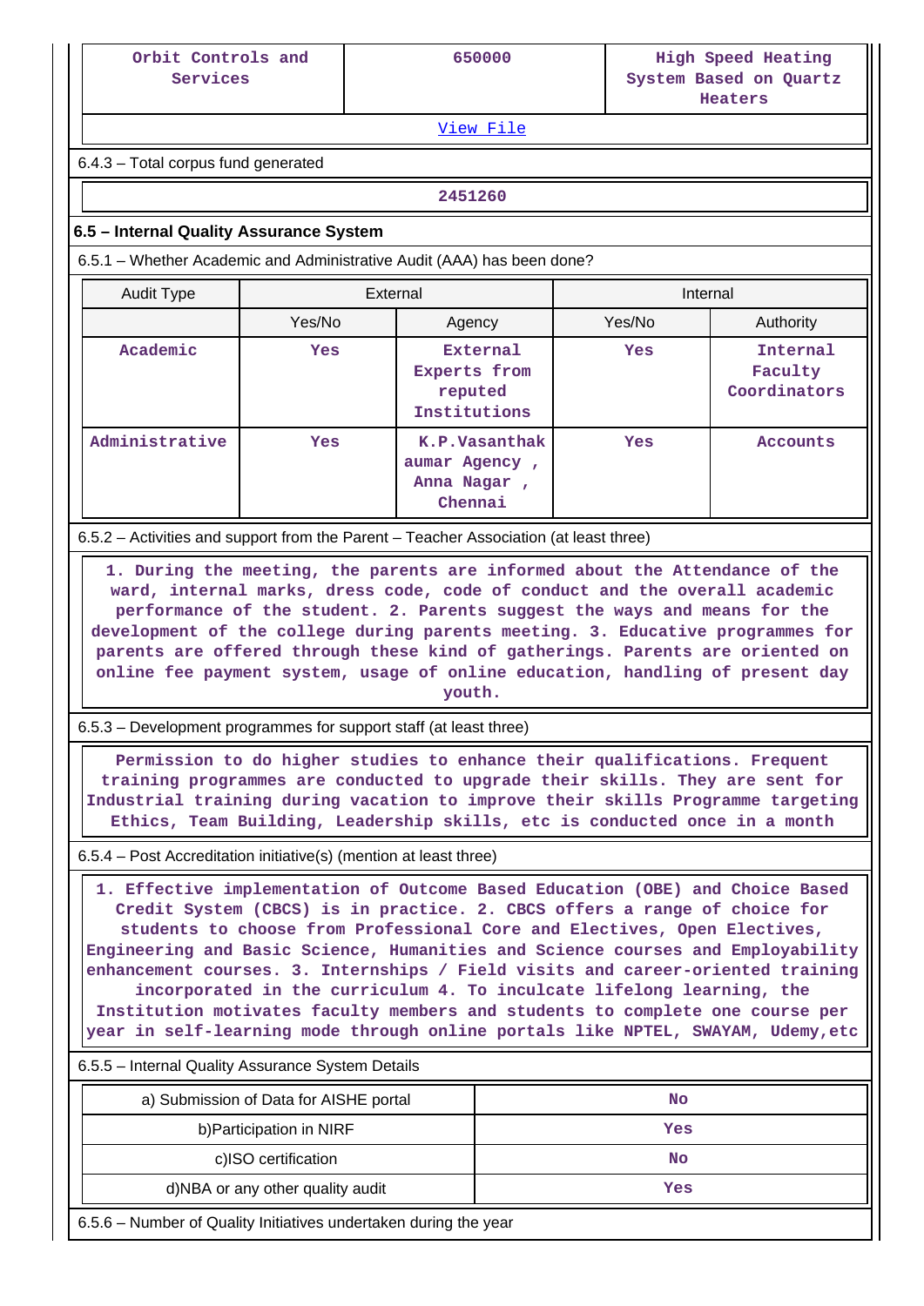| Orbit Controls and Services | 650000 | High Speed Heating System Based on Quartz Heaters |
|---|---|---|

View File

6.4.3 – Total corpus fund generated

| 2451260 |
|---|

### 6.5 – Internal Quality Assurance System

6.5.1 – Whether Academic and Administrative Audit (AAA) has been done?

| Audit Type | External | | Internal | |
|---|---|---|---|---|
| | Yes/No | Agency | Yes/No | Authority |
| Academic | Yes | External Experts from reputed Institutions | Yes | Internal Faculty Coordinators |
| Administrative | Yes | K.P.Vasanthakumar Agency , Anna Nagar , Chennai | Yes | Accounts |

6.5.2 – Activities and support from the Parent – Teacher Association (at least three)

1. During the meeting, the parents are informed about the Attendance of the ward, internal marks, dress code, code of conduct and the overall academic performance of the student. 2. Parents suggest the ways and means for the development of the college during parents meeting. 3. Educative programmes for parents are offered through these kind of gatherings. Parents are oriented on online fee payment system, usage of online education, handling of present day youth.

6.5.3 – Development programmes for support staff (at least three)

Permission to do higher studies to enhance their qualifications. Frequent training programmes are conducted to upgrade their skills. They are sent for Industrial training during vacation to improve their skills Programme targeting Ethics, Team Building, Leadership skills, etc is conducted once in a month

6.5.4 – Post Accreditation initiative(s) (mention at least three)

1. Effective implementation of Outcome Based Education (OBE) and Choice Based Credit System (CBCS) is in practice. 2. CBCS offers a range of choice for students to choose from Professional Core and Electives, Open Electives, Engineering and Basic Science, Humanities and Science courses and Employability enhancement courses. 3. Internships / Field visits and career-oriented training incorporated in the curriculum 4. To inculcate lifelong learning, the Institution motivates faculty members and students to complete one course per year in self-learning mode through online portals like NPTEL, SWAYAM, Udemy,etc

6.5.5 – Internal Quality Assurance System Details

| | |
|---|---|
| a) Submission of Data for AISHE portal | No |
| b)Participation in NIRF | Yes |
| c)ISO certification | No |
| d)NBA or any other quality audit | Yes |

6.5.6 – Number of Quality Initiatives undertaken during the year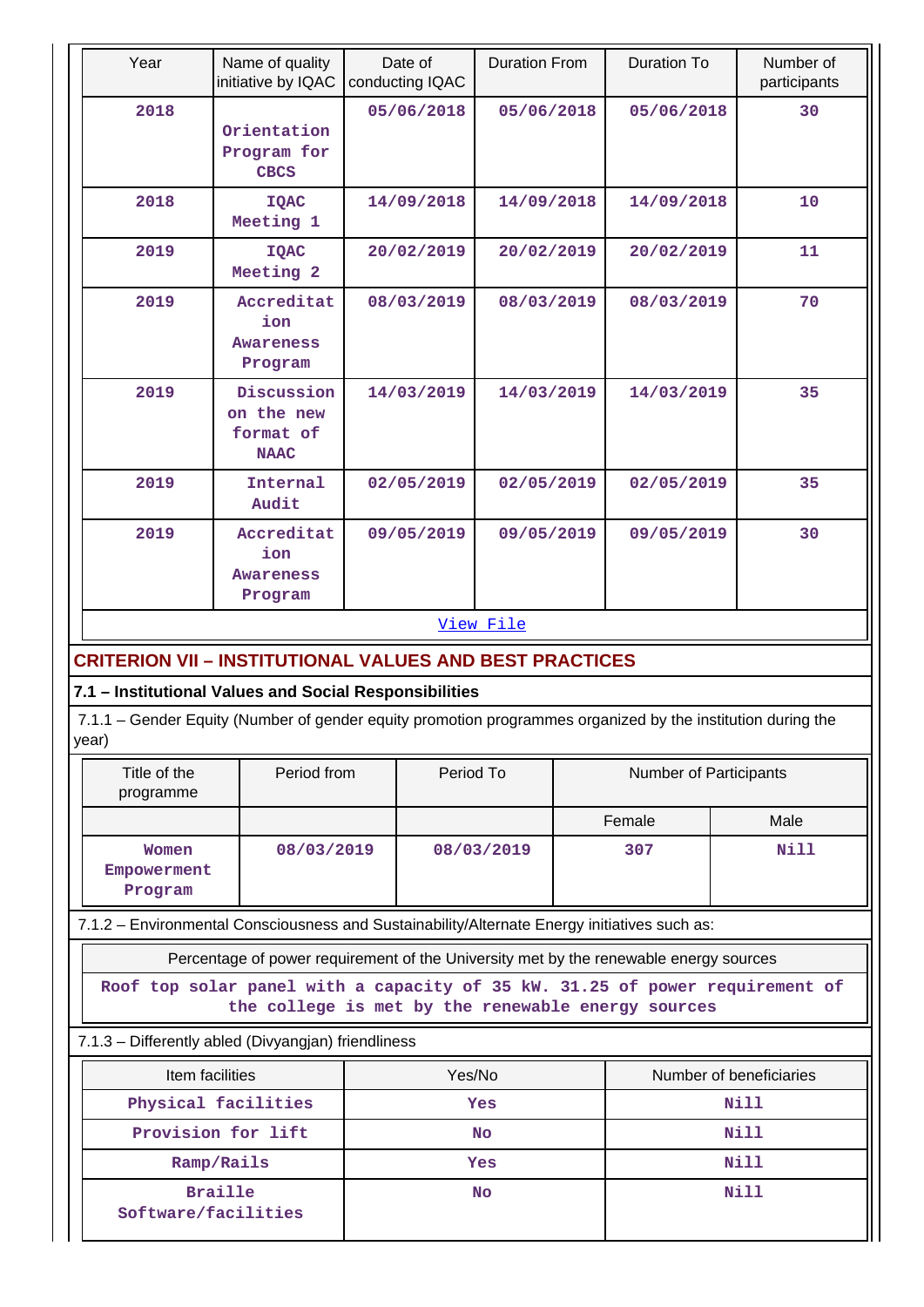| Year | Name of quality initiative by IQAC | Date of conducting IQAC | Duration From | Duration To | Number of participants |
|---|---|---|---|---|---|
| 2018 | Orientation Program for CBCS | 05/06/2018 | 05/06/2018 | 05/06/2018 | 30 |
| 2018 | IQAC Meeting 1 | 14/09/2018 | 14/09/2018 | 14/09/2018 | 10 |
| 2019 | IQAC Meeting 2 | 20/02/2019 | 20/02/2019 | 20/02/2019 | 11 |
| 2019 | Accreditation Awareness Program | 08/03/2019 | 08/03/2019 | 08/03/2019 | 70 |
| 2019 | Discussion on the new format of NAAC | 14/03/2019 | 14/03/2019 | 14/03/2019 | 35 |
| 2019 | Internal Audit | 02/05/2019 | 02/05/2019 | 02/05/2019 | 35 |
| 2019 | Accreditation Awareness Program | 09/05/2019 | 09/05/2019 | 09/05/2019 | 30 |

View File

## CRITERION VII – INSTITUTIONAL VALUES AND BEST PRACTICES

### 7.1 – Institutional Values and Social Responsibilities

7.1.1 – Gender Equity (Number of gender equity promotion programmes organized by the institution during the year)

| Title of the programme | Period from | Period To | Number of Participants | |
|---|---|---|---|---|
| | | | Female | Male |
| Women Empowerment Program | 08/03/2019 | 08/03/2019 | 307 | Nill |

7.1.2 – Environmental Consciousness and Sustainability/Alternate Energy initiatives such as:

| Percentage of power requirement of the University met by the renewable energy sources |
|---|
| Roof top solar panel with a capacity of 35 kW. 31.25 of power requirement of the college is met by the renewable energy sources |

7.1.3 – Differently abled (Divyangjan) friendliness

| Item facilities | Yes/No | Number of beneficiaries |
|---|---|---|
| Physical facilities | Yes | Nill |
| Provision for lift | No | Nill |
| Ramp/Rails | Yes | Nill |
| Braille Software/facilities | No | Nill |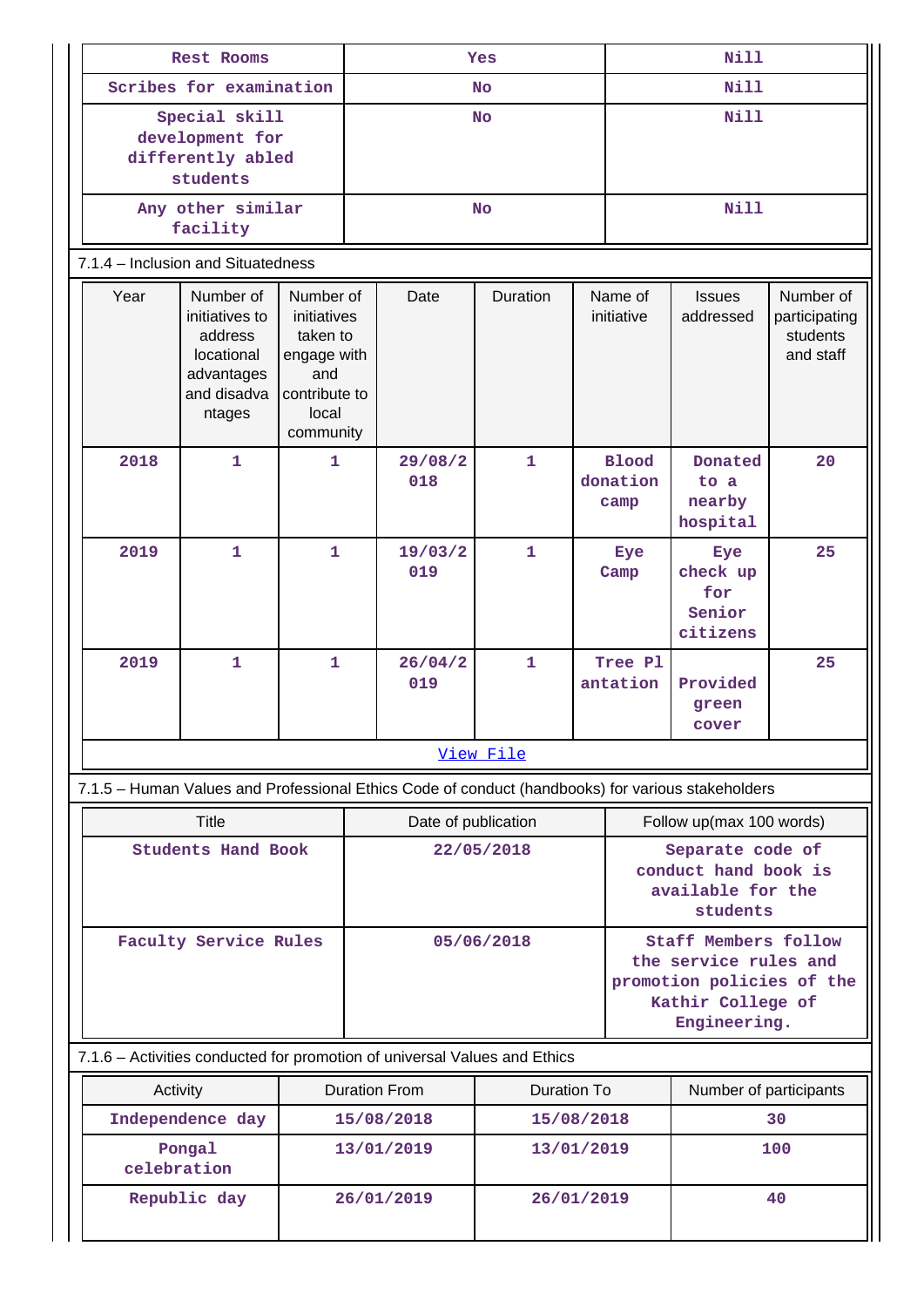| Rest Rooms | Yes | Nill |
|---|---|---|
| Scribes for examination | No | Nill |
| Special skill development for differently abled students | No | Nill |
| Any other similar facility | No | Nill |

7.1.4 – Inclusion and Situatedness

| Year | Number of initiatives to address locational advantages and disadvantages | Number of initiatives taken to engage with and contribute to local community | Date | Duration | Name of initiative | Issues addressed | Number of participating students and staff |
|---|---|---|---|---|---|---|---|
| 2018 | 1 | 1 | 29/08/2018 | 1 | Blood donation camp | Donated to a nearby hospital | 20 |
| 2019 | 1 | 1 | 19/03/2019 | 1 | Eye Camp | Eye check up for Senior citizens | 25 |
| 2019 | 1 | 1 | 26/04/2019 | 1 | Tree Plantation | Provided green cover | 25 |

View File

7.1.5 – Human Values and Professional Ethics Code of conduct (handbooks) for various stakeholders

| Title | Date of publication | Follow up(max 100 words) |
|---|---|---|
| Students Hand Book | 22/05/2018 | Separate code of conduct hand book is available for the students |
| Faculty Service Rules | 05/06/2018 | Staff Members follow the service rules and promotion policies of the Kathir College of Engineering. |

7.1.6 – Activities conducted for promotion of universal Values and Ethics

| Activity | Duration From | Duration To | Number of participants |
|---|---|---|---|
| Independence day | 15/08/2018 | 15/08/2018 | 30 |
| Pongal celebration | 13/01/2019 | 13/01/2019 | 100 |
| Republic day | 26/01/2019 | 26/01/2019 | 40 |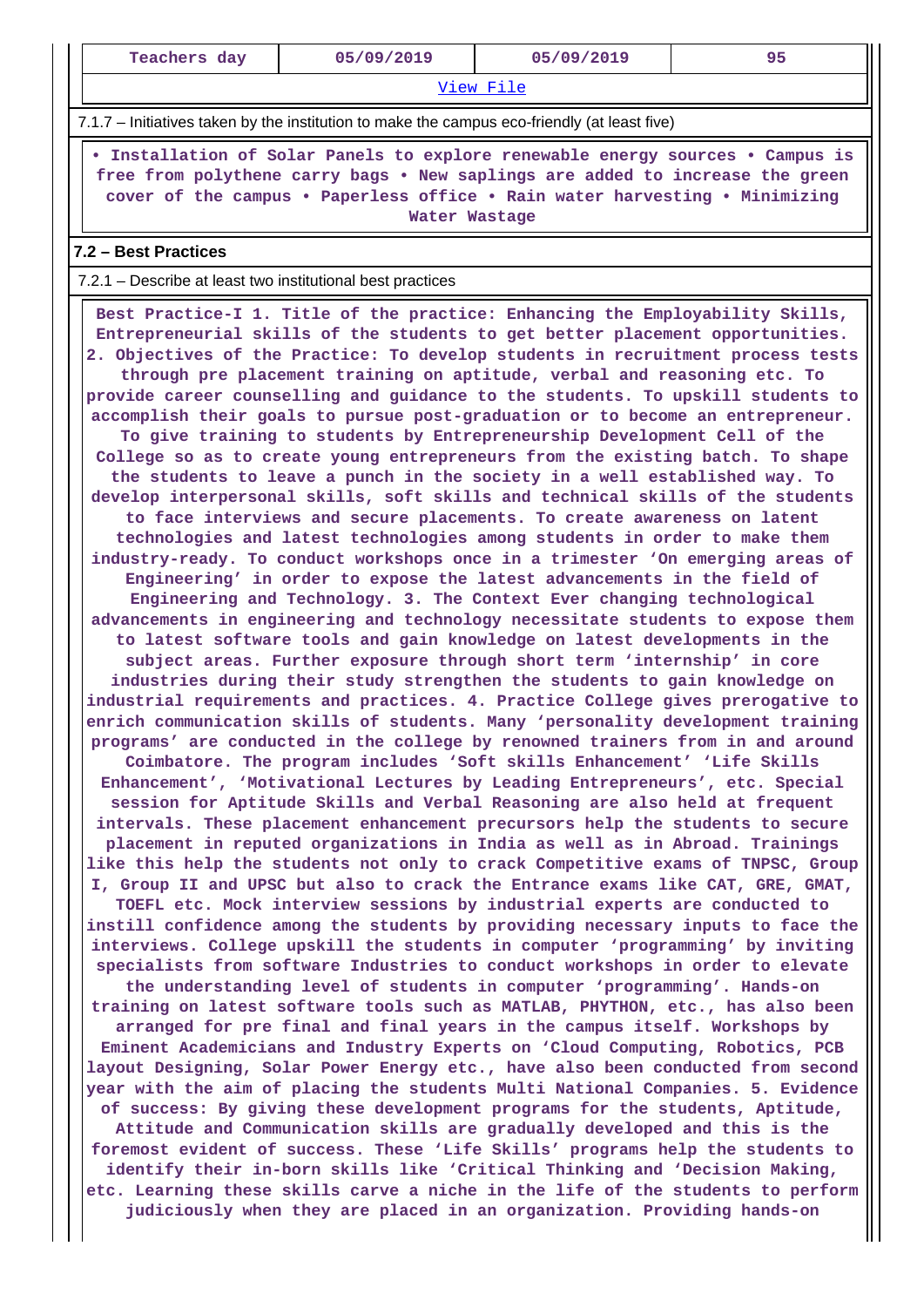| Teachers day | 05/09/2019 | 05/09/2019 | 95 |
|---|---|---|---|
| View File | | | |

7.1.7 – Initiatives taken by the institution to make the campus eco-friendly (at least five)

• Installation of Solar Panels to explore renewable energy sources • Campus is free from polythene carry bags • New saplings are added to increase the green cover of the campus • Paperless office • Rain water harvesting • Minimizing Water Wastage

**7.2 – Best Practices**

7.2.1 – Describe at least two institutional best practices

Best Practice-I 1. Title of the practice: Enhancing the Employability Skills, Entrepreneurial skills of the students to get better placement opportunities. 2. Objectives of the Practice: To develop students in recruitment process tests through pre placement training on aptitude, verbal and reasoning etc. To provide career counselling and guidance to the students. To upskill students to accomplish their goals to pursue post-graduation or to become an entrepreneur. To give training to students by Entrepreneurship Development Cell of the College so as to create young entrepreneurs from the existing batch. To shape the students to leave a punch in the society in a well established way. To develop interpersonal skills, soft skills and technical skills of the students to face interviews and secure placements. To create awareness on latent technologies and latest technologies among students in order to make them industry-ready. To conduct workshops once in a trimester 'On emerging areas of Engineering' in order to expose the latest advancements in the field of Engineering and Technology. 3. The Context Ever changing technological advancements in engineering and technology necessitate students to expose them to latest software tools and gain knowledge on latest developments in the subject areas. Further exposure through short term 'internship' in core industries during their study strengthen the students to gain knowledge on industrial requirements and practices. 4. Practice College gives prerogative to enrich communication skills of students. Many 'personality development training programs' are conducted in the college by renowned trainers from in and around Coimbatore. The program includes 'Soft skills Enhancement' 'Life Skills Enhancement', 'Motivational Lectures by Leading Entrepreneurs', etc. Special session for Aptitude Skills and Verbal Reasoning are also held at frequent intervals. These placement enhancement precursors help the students to secure placement in reputed organizations in India as well as in Abroad. Trainings like this help the students not only to crack Competitive exams of TNPSC, Group I, Group II and UPSC but also to crack the Entrance exams like CAT, GRE, GMAT, TOEFL etc. Mock interview sessions by industrial experts are conducted to instill confidence among the students by providing necessary inputs to face the interviews. College upskill the students in computer 'programming' by inviting specialists from software Industries to conduct workshops in order to elevate the understanding level of students in computer 'programming'. Hands-on training on latest software tools such as MATLAB, PHYTHON, etc., has also been arranged for pre final and final years in the campus itself. Workshops by Eminent Academicians and Industry Experts on 'Cloud Computing, Robotics, PCB layout Designing, Solar Power Energy etc., have also been conducted from second year with the aim of placing the students Multi National Companies. 5. Evidence of success: By giving these development programs for the students, Aptitude, Attitude and Communication skills are gradually developed and this is the foremost evident of success. These 'Life Skills' programs help the students to identify their in-born skills like 'Critical Thinking and 'Decision Making, etc. Learning these skills carve a niche in the life of the students to perform judiciously when they are placed in an organization. Providing hands-on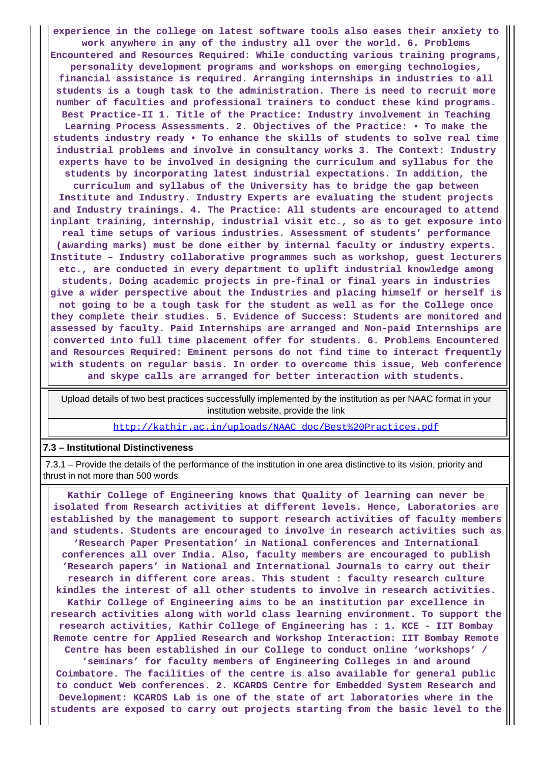**experience in the college on latest software tools also eases their anxiety to work anywhere in any of the industry all over the world. 6. Problems Encountered and Resources Required: While conducting various training programs, personality development programs and workshops on emerging technologies, financial assistance is required. Arranging internships in industries to all students is a tough task to the administration. There is need to recruit more number of faculties and professional trainers to conduct these kind programs. Best Practice-II 1. Title of the Practice: Industry involvement in Teaching Learning Process Assessments. 2. Objectives of the Practice: • To make the students industry ready • To enhance the skills of students to solve real time industrial problems and involve in consultancy works 3. The Context: Industry experts have to be involved in designing the curriculum and syllabus for the students by incorporating latest industrial expectations. In addition, the curriculum and syllabus of the University has to bridge the gap between Institute and Industry. Industry Experts are evaluating the student projects and Industry trainings. 4. The Practice: All students are encouraged to attend inplant training, internship, industrial visit etc., so as to get exposure into real time setups of various industries. Assessment of students' performance (awarding marks) must be done either by internal faculty or industry experts. Institute – Industry collaborative programmes such as workshop, guest lecturers etc., are conducted in every department to uplift industrial knowledge among students. Doing academic projects in pre-final or final years in industries give a wider perspective about the Industries and placing himself or herself is not going to be a tough task for the student as well as for the College once they complete their studies. 5. Evidence of Success: Students are monitored and assessed by faculty. Paid Internships are arranged and Non-paid Internships are converted into full time placement offer for students. 6. Problems Encountered and Resources Required: Eminent persons do not find time to interact frequently with students on regular basis. In order to overcome this issue, Web conference and skype calls are arranged for better interaction with students.**

Upload details of two best practices successfully implemented by the institution as per NAAC format in your institution website, provide the link

http://kathir.ac.in/uploads/NAAC_doc/Best%20Practices.pdf

**7.3 – Institutional Distinctiveness**

7.3.1 – Provide the details of the performance of the institution in one area distinctive to its vision, priority and thrust in not more than 500 words

**Kathir College of Engineering knows that Quality of learning can never be isolated from Research activities at different levels. Hence, Laboratories are established by the management to support research activities of faculty members and students. Students are encouraged to involve in research activities such as 'Research Paper Presentation' in National conferences and International conferences all over India. Also, faculty members are encouraged to publish 'Research papers' in National and International Journals to carry out their research in different core areas. This student : faculty research culture kindles the interest of all other students to involve in research activities. Kathir College of Engineering aims to be an institution par excellence in research activities along with world class learning environment. To support the research activities, Kathir College of Engineering has : 1. KCE - IIT Bombay Remote centre for Applied Research and Workshop Interaction: IIT Bombay Remote Centre has been established in our College to conduct online 'workshops' / 'seminars' for faculty members of Engineering Colleges in and around Coimbatore. The facilities of the centre is also available for general public to conduct Web conferences. 2. KCARDS Centre for Embedded System Research and Development: KCARDS Lab is one of the state of art laboratories where in the students are exposed to carry out projects starting from the basic level to the**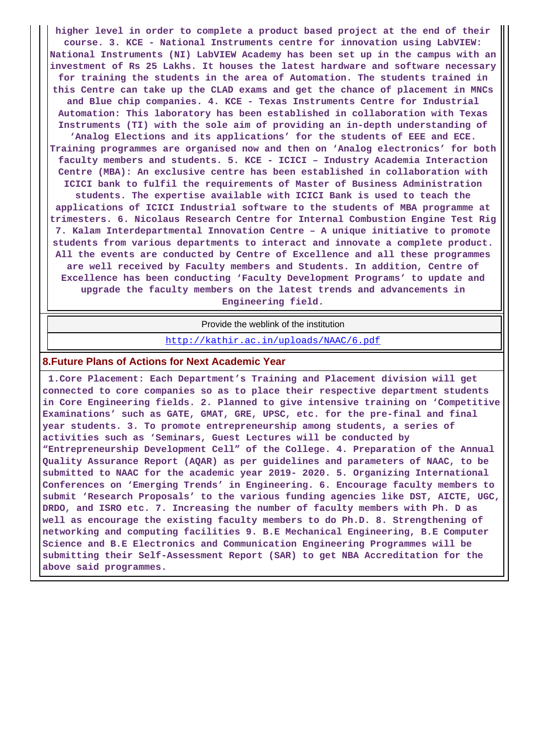**higher level in order to complete a product based project at the end of their course. 3. KCE - National Instruments centre for innovation using LabVIEW: National Instruments (NI) LabVIEW Academy has been set up in the campus with an investment of Rs 25 Lakhs. It houses the latest hardware and software necessary for training the students in the area of Automation. The students trained in this Centre can take up the CLAD exams and get the chance of placement in MNCs and Blue chip companies. 4. KCE - Texas Instruments Centre for Industrial Automation: This laboratory has been established in collaboration with Texas Instruments (TI) with the sole aim of providing an in-depth understanding of 'Analog Elections and its applications' for the students of EEE and ECE. Training programmes are organised now and then on 'Analog electronics' for both faculty members and students. 5. KCE - ICICI – Industry Academia Interaction Centre (MBA): An exclusive centre has been established in collaboration with ICICI bank to fulfil the requirements of Master of Business Administration students. The expertise available with ICICI Bank is used to teach the applications of ICICI Industrial software to the students of MBA programme at trimesters. 6. Nicolaus Research Centre for Internal Combustion Engine Test Rig 7. Kalam Interdepartmental Innovation Centre – A unique initiative to promote students from various departments to interact and innovate a complete product. All the events are conducted by Centre of Excellence and all these programmes are well received by Faculty members and Students. In addition, Centre of Excellence has been conducting 'Faculty Development Programs' to update and upgrade the faculty members on the latest trends and advancements in Engineering field.**

Provide the weblink of the institution

http://kathir.ac.in/uploads/NAAC/6.pdf

## 8.Future Plans of Actions for Next Academic Year

**1.Core Placement: Each Department's Training and Placement division will get connected to core companies so as to place their respective department students in Core Engineering fields. 2. Planned to give intensive training on 'Competitive Examinations' such as GATE, GMAT, GRE, UPSC, etc. for the pre-final and final year students. 3. To promote entrepreneurship among students, a series of activities such as 'Seminars, Guest Lectures will be conducted by "Entrepreneurship Development Cell" of the College. 4. Preparation of the Annual Quality Assurance Report (AQAR) as per guidelines and parameters of NAAC, to be submitted to NAAC for the academic year 2019- 2020. 5. Organizing International Conferences on 'Emerging Trends' in Engineering. 6. Encourage faculty members to submit 'Research Proposals' to the various funding agencies like DST, AICTE, UGC, DRDO, and ISRO etc. 7. Increasing the number of faculty members with Ph. D as well as encourage the existing faculty members to do Ph.D. 8. Strengthening of networking and computing facilities 9. B.E Mechanical Engineering, B.E Computer Science and B.E Electronics and Communication Engineering Programmes will be submitting their Self-Assessment Report (SAR) to get NBA Accreditation for the above said programmes.**